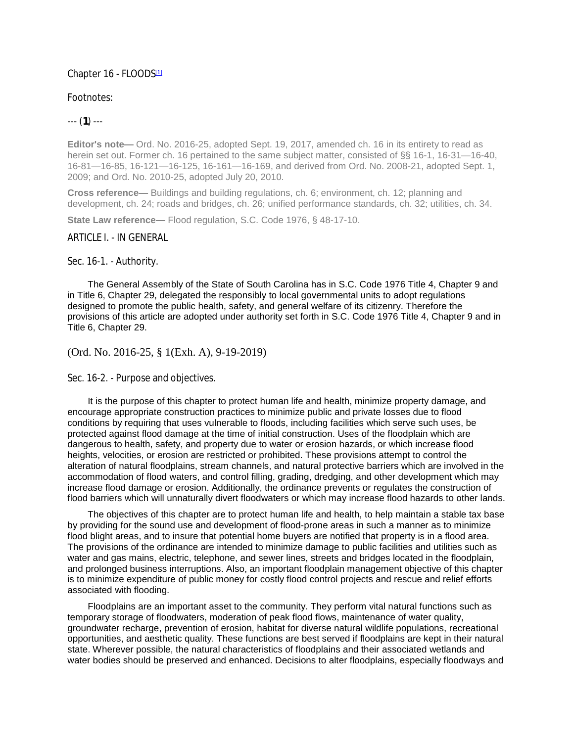# Chapter 16 - FLOODS[1]

Footnotes:

--- (**1**) ---

**Editor's note—** Ord. No. 2016-25, adopted Sept. 19, 2017, amended ch. 16 in its entirety to read as herein set out. Former ch. 16 pertained to the same subject matter, consisted of §§ 16-1, 16-31—16-40, 16-81—16-85, 16-121—16-125, 16-161—16-169, and derived from Ord. No. 2008-21, adopted Sept. 1, 2009; and Ord. No. 2010-25, adopted July 20, 2010.

**Cross reference—** Buildings and building regulations, ch. 6; environment, ch. 12; planning and development, ch. 24; roads and bridges, ch. 26; unified performance standards, ch. 32; utilities, ch. 34.

**State Law reference—** Flood regulation, S.C. Code 1976, § 48-17-10.

## ARTICLE I. - IN GENERAL

### Sec. 16-1. - Authority.

The General Assembly of the State of South Carolina has in S.C. Code 1976 Title 4, Chapter 9 and in Title 6, Chapter 29, delegated the responsibly to local governmental units to adopt regulations designed to promote the public health, safety, and general welfare of its citizenry. Therefore the provisions of this article are adopted under authority set forth in S.C. Code 1976 Title 4, Chapter 9 and in Title 6, Chapter 29.

(Ord. No. 2016-25, § 1(Exh. A), 9-19-2019)

### Sec. 16-2. - Purpose and objectives.

It is the purpose of this chapter to protect human life and health, minimize property damage, and encourage appropriate construction practices to minimize public and private losses due to flood conditions by requiring that uses vulnerable to floods, including facilities which serve such uses, be protected against flood damage at the time of initial construction. Uses of the floodplain which are dangerous to health, safety, and property due to water or erosion hazards, or which increase flood heights, velocities, or erosion are restricted or prohibited. These provisions attempt to control the alteration of natural floodplains, stream channels, and natural protective barriers which are involved in the accommodation of flood waters, and control filling, grading, dredging, and other development which may increase flood damage or erosion. Additionally, the ordinance prevents or regulates the construction of flood barriers which will unnaturally divert floodwaters or which may increase flood hazards to other lands.

The objectives of this chapter are to protect human life and health, to help maintain a stable tax base by providing for the sound use and development of flood-prone areas in such a manner as to minimize flood blight areas, and to insure that potential home buyers are notified that property is in a flood area. The provisions of the ordinance are intended to minimize damage to public facilities and utilities such as water and gas mains, electric, telephone, and sewer lines, streets and bridges located in the floodplain, and prolonged business interruptions. Also, an important floodplain management objective of this chapter is to minimize expenditure of public money for costly flood control projects and rescue and relief efforts associated with flooding.

Floodplains are an important asset to the community. They perform vital natural functions such as temporary storage of floodwaters, moderation of peak flood flows, maintenance of water quality, groundwater recharge, prevention of erosion, habitat for diverse natural wildlife populations, recreational opportunities, and aesthetic quality. These functions are best served if floodplains are kept in their natural state. Wherever possible, the natural characteristics of floodplains and their associated wetlands and water bodies should be preserved and enhanced. Decisions to alter floodplains, especially floodways and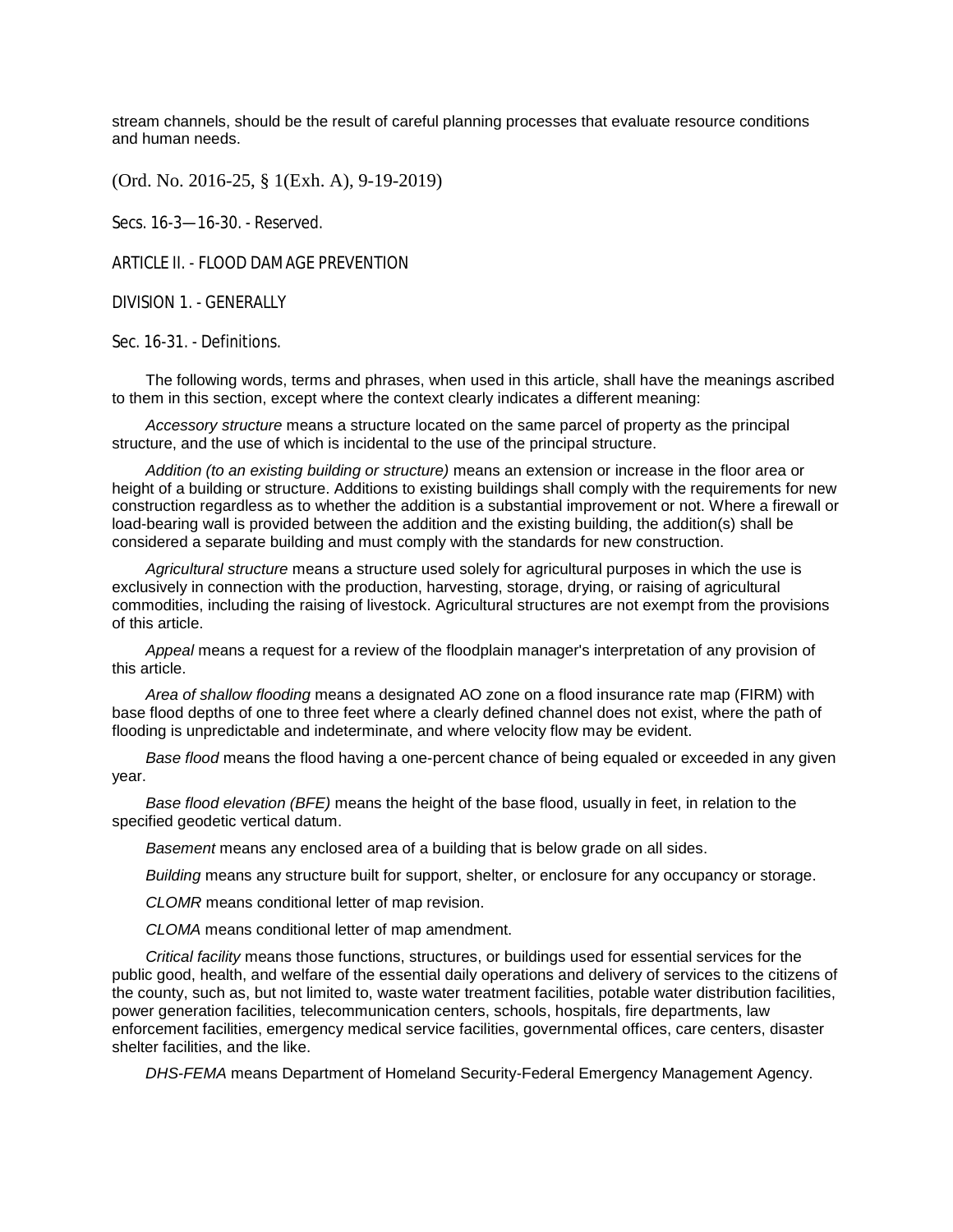stream channels, should be the result of careful planning processes that evaluate resource conditions and human needs.

(Ord. No. 2016-25, § 1(Exh. A), 9-19-2019)

Secs. 16-3—16-30. - Reserved.

## ARTICLE II. - FLOOD DAMAGE PREVENTION

### DIVISION 1. - GENERALLY

#### Sec. 16-31. - Definitions.

The following words, terms and phrases, when used in this article, shall have the meanings ascribed to them in this section, except where the context clearly indicates a different meaning:

*Accessory structure* means a structure located on the same parcel of property as the principal structure, and the use of which is incidental to the use of the principal structure.

*Addition (to an existing building or structure)* means an extension or increase in the floor area or height of a building or structure. Additions to existing buildings shall comply with the requirements for new construction regardless as to whether the addition is a substantial improvement or not. Where a firewall or load-bearing wall is provided between the addition and the existing building, the addition(s) shall be considered a separate building and must comply with the standards for new construction.

*Agricultural structure* means a structure used solely for agricultural purposes in which the use is exclusively in connection with the production, harvesting, storage, drying, or raising of agricultural commodities, including the raising of livestock. Agricultural structures are not exempt from the provisions of this article.

*Appeal* means a request for a review of the floodplain manager's interpretation of any provision of this article.

*Area of shallow flooding* means a designated AO zone on a flood insurance rate map (FIRM) with base flood depths of one to three feet where a clearly defined channel does not exist, where the path of flooding is unpredictable and indeterminate, and where velocity flow may be evident.

*Base flood* means the flood having a one-percent chance of being equaled or exceeded in any given year.

*Base flood elevation (BFE)* means the height of the base flood, usually in feet, in relation to the specified geodetic vertical datum.

*Basement* means any enclosed area of a building that is below grade on all sides.

*Building* means any structure built for support, shelter, or enclosure for any occupancy or storage.

*CLOMR* means conditional letter of map revision.

*CLOMA* means conditional letter of map amendment.

*Critical facility* means those functions, structures, or buildings used for essential services for the public good, health, and welfare of the essential daily operations and delivery of services to the citizens of the county, such as, but not limited to, waste water treatment facilities, potable water distribution facilities, power generation facilities, telecommunication centers, schools, hospitals, fire departments, law enforcement facilities, emergency medical service facilities, governmental offices, care centers, disaster shelter facilities, and the like.

*DHS-FEMA* means Department of Homeland Security-Federal Emergency Management Agency.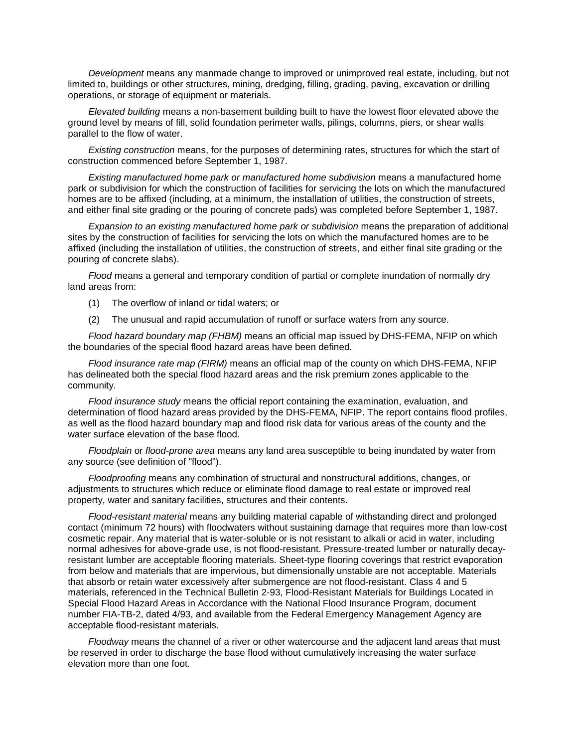*Development* means any manmade change to improved or unimproved real estate, including, but not limited to, buildings or other structures, mining, dredging, filling, grading, paving, excavation or drilling operations, or storage of equipment or materials.

*Elevated building* means a non-basement building built to have the lowest floor elevated above the ground level by means of fill, solid foundation perimeter walls, pilings, columns, piers, or shear walls parallel to the flow of water.

*Existing construction* means, for the purposes of determining rates, structures for which the start of construction commenced before September 1, 1987.

*Existing manufactured home park or manufactured home subdivision* means a manufactured home park or subdivision for which the construction of facilities for servicing the lots on which the manufactured homes are to be affixed (including, at a minimum, the installation of utilities, the construction of streets, and either final site grading or the pouring of concrete pads) was completed before September 1, 1987.

*Expansion to an existing manufactured home park or subdivision* means the preparation of additional sites by the construction of facilities for servicing the lots on which the manufactured homes are to be affixed (including the installation of utilities, the construction of streets, and either final site grading or the pouring of concrete slabs).

*Flood* means a general and temporary condition of partial or complete inundation of normally dry land areas from:

(1) The overflow of inland or tidal waters; or

(2) The unusual and rapid accumulation of runoff or surface waters from any source.

*Flood hazard boundary map (FHBM)* means an official map issued by DHS-FEMA, NFIP on which the boundaries of the special flood hazard areas have been defined.

*Flood insurance rate map (FIRM)* means an official map of the county on which DHS-FEMA, NFIP has delineated both the special flood hazard areas and the risk premium zones applicable to the community.

*Flood insurance study* means the official report containing the examination, evaluation, and determination of flood hazard areas provided by the DHS-FEMA, NFIP. The report contains flood profiles, as well as the flood hazard boundary map and flood risk data for various areas of the county and the water surface elevation of the base flood.

*Floodplain* or *flood-prone area* means any land area susceptible to being inundated by water from any source (see definition of "flood").

*Floodproofing* means any combination of structural and nonstructural additions, changes, or adjustments to structures which reduce or eliminate flood damage to real estate or improved real property, water and sanitary facilities, structures and their contents.

*Flood-resistant material* means any building material capable of withstanding direct and prolonged contact (minimum 72 hours) with floodwaters without sustaining damage that requires more than low-cost cosmetic repair. Any material that is water-soluble or is not resistant to alkali or acid in water, including normal adhesives for above-grade use, is not flood-resistant. Pressure-treated lumber or naturally decay-resistant lumber are acceptable flooring materials. Sheet-type flooring coverings that restrict evaporation from below and materials that are impervious, but dimensionally unstable are not acceptable. Materials that absorb or retain water excessively after submergence are not flood-resistant. Class 4 and 5 materials, referenced in the Technical Bulletin 2-93, Flood-Resistant Materials for Buildings Located in Special Flood Hazard Areas in Accordance with the National Flood Insurance Program, document number FIA-TB-2, dated 4/93, and available from the Federal Emergency Management Agency are acceptable flood-resistant materials.

*Floodway* means the channel of a river or other watercourse and the adjacent land areas that must be reserved in order to discharge the base flood without cumulatively increasing the water surface elevation more than one foot.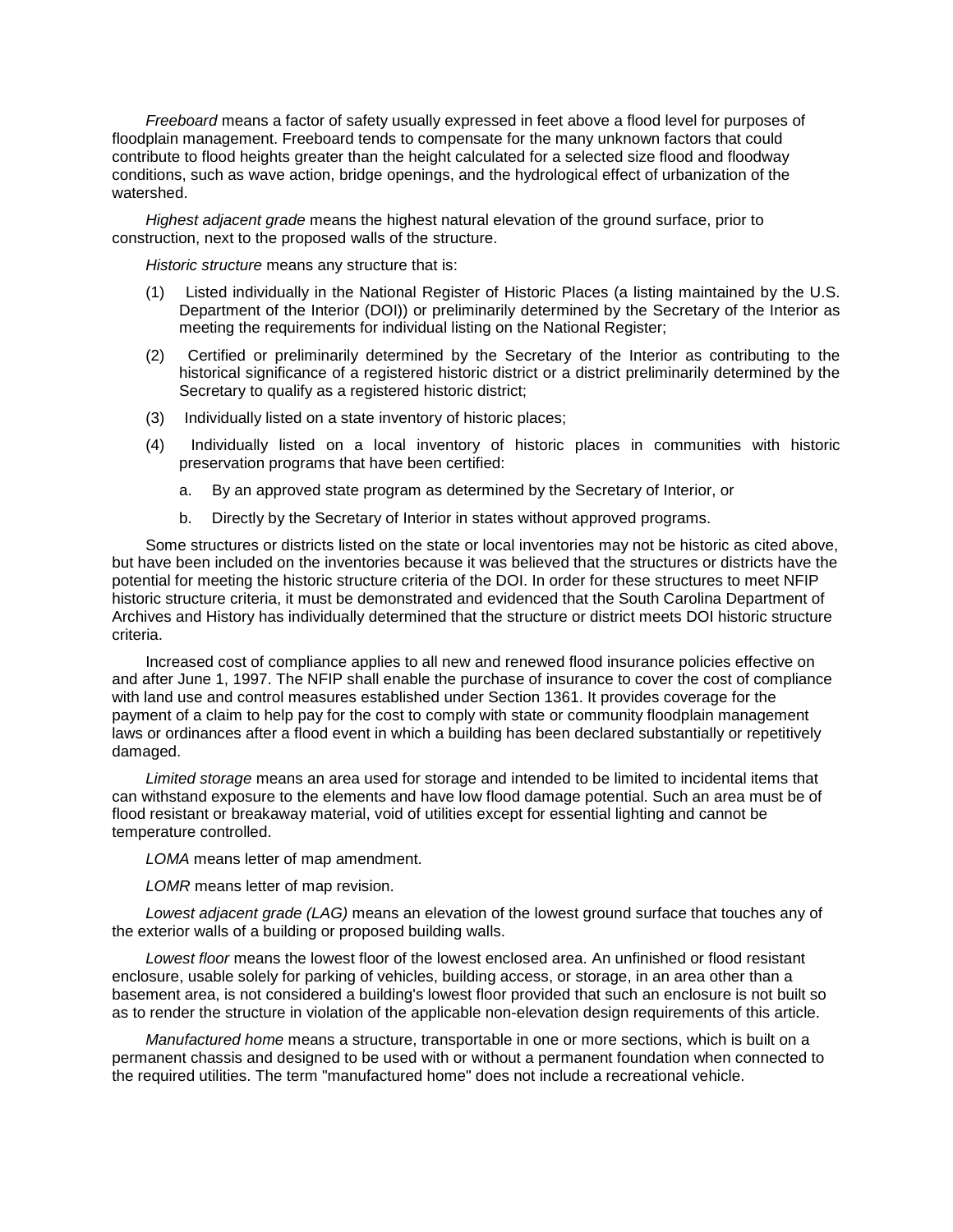*Freeboard* means a factor of safety usually expressed in feet above a flood level for purposes of floodplain management. Freeboard tends to compensate for the many unknown factors that could contribute to flood heights greater than the height calculated for a selected size flood and floodway conditions, such as wave action, bridge openings, and the hydrological effect of urbanization of the watershed.

*Highest adjacent grade* means the highest natural elevation of the ground surface, prior to construction, next to the proposed walls of the structure.

*Historic structure* means any structure that is:

(1) Listed individually in the National Register of Historic Places (a listing maintained by the U.S. Department of the Interior (DOI)) or preliminarily determined by the Secretary of the Interior as meeting the requirements for individual listing on the National Register;

(2) Certified or preliminarily determined by the Secretary of the Interior as contributing to the historical significance of a registered historic district or a district preliminarily determined by the Secretary to qualify as a registered historic district;

(3) Individually listed on a state inventory of historic places;

(4) Individually listed on a local inventory of historic places in communities with historic preservation programs that have been certified:

  a. By an approved state program as determined by the Secretary of Interior, or

  b. Directly by the Secretary of Interior in states without approved programs.

Some structures or districts listed on the state or local inventories may not be historic as cited above, but have been included on the inventories because it was believed that the structures or districts have the potential for meeting the historic structure criteria of the DOI. In order for these structures to meet NFIP historic structure criteria, it must be demonstrated and evidenced that the South Carolina Department of Archives and History has individually determined that the structure or district meets DOI historic structure criteria.

Increased cost of compliance applies to all new and renewed flood insurance policies effective on and after June 1, 1997. The NFIP shall enable the purchase of insurance to cover the cost of compliance with land use and control measures established under Section 1361. It provides coverage for the payment of a claim to help pay for the cost to comply with state or community floodplain management laws or ordinances after a flood event in which a building has been declared substantially or repetitively damaged.

*Limited storage* means an area used for storage and intended to be limited to incidental items that can withstand exposure to the elements and have low flood damage potential. Such an area must be of flood resistant or breakaway material, void of utilities except for essential lighting and cannot be temperature controlled.

*LOMA* means letter of map amendment.

*LOMR* means letter of map revision.

*Lowest adjacent grade (LAG)* means an elevation of the lowest ground surface that touches any of the exterior walls of a building or proposed building walls.

*Lowest floor* means the lowest floor of the lowest enclosed area. An unfinished or flood resistant enclosure, usable solely for parking of vehicles, building access, or storage, in an area other than a basement area, is not considered a building's lowest floor provided that such an enclosure is not built so as to render the structure in violation of the applicable non-elevation design requirements of this article.

*Manufactured home* means a structure, transportable in one or more sections, which is built on a permanent chassis and designed to be used with or without a permanent foundation when connected to the required utilities. The term "manufactured home" does not include a recreational vehicle.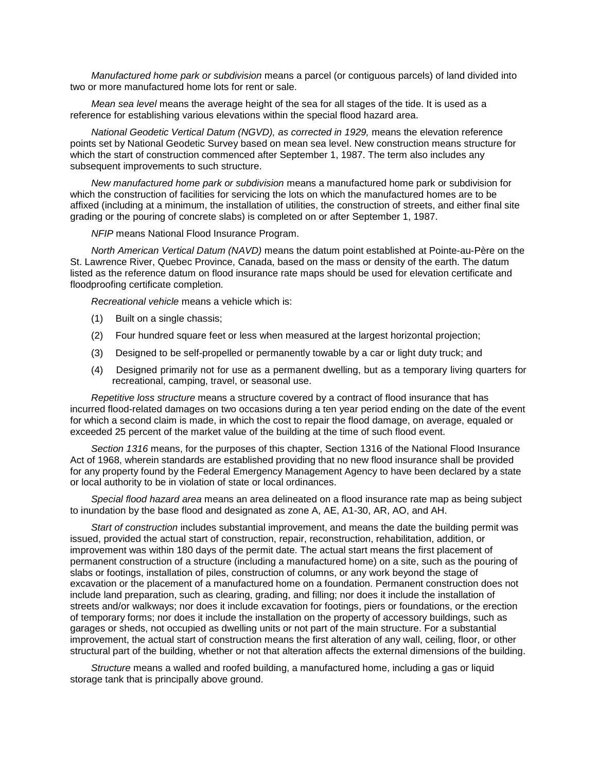*Manufactured home park or subdivision* means a parcel (or contiguous parcels) of land divided into two or more manufactured home lots for rent or sale.

*Mean sea level* means the average height of the sea for all stages of the tide. It is used as a reference for establishing various elevations within the special flood hazard area.

*National Geodetic Vertical Datum (NGVD), as corrected in 1929,* means the elevation reference points set by National Geodetic Survey based on mean sea level. New construction means structure for which the start of construction commenced after September 1, 1987. The term also includes any subsequent improvements to such structure.

*New manufactured home park or subdivision* means a manufactured home park or subdivision for which the construction of facilities for servicing the lots on which the manufactured homes are to be affixed (including at a minimum, the installation of utilities, the construction of streets, and either final site grading or the pouring of concrete slabs) is completed on or after September 1, 1987.

*NFIP* means National Flood Insurance Program.

*North American Vertical Datum (NAVD)* means the datum point established at Pointe-au-Père on the St. Lawrence River, Quebec Province, Canada, based on the mass or density of the earth. The datum listed as the reference datum on flood insurance rate maps should be used for elevation certificate and floodproofing certificate completion.

*Recreational vehicle* means a vehicle which is:

(1) Built on a single chassis;

(2) Four hundred square feet or less when measured at the largest horizontal projection;

(3) Designed to be self-propelled or permanently towable by a car or light duty truck; and

(4) Designed primarily not for use as a permanent dwelling, but as a temporary living quarters for recreational, camping, travel, or seasonal use.

*Repetitive loss structure* means a structure covered by a contract of flood insurance that has incurred flood-related damages on two occasions during a ten year period ending on the date of the event for which a second claim is made, in which the cost to repair the flood damage, on average, equaled or exceeded 25 percent of the market value of the building at the time of such flood event.

*Section 1316* means, for the purposes of this chapter, Section 1316 of the National Flood Insurance Act of 1968, wherein standards are established providing that no new flood insurance shall be provided for any property found by the Federal Emergency Management Agency to have been declared by a state or local authority to be in violation of state or local ordinances.

*Special flood hazard area* means an area delineated on a flood insurance rate map as being subject to inundation by the base flood and designated as zone A, AE, A1-30, AR, AO, and AH.

*Start of construction* includes substantial improvement, and means the date the building permit was issued, provided the actual start of construction, repair, reconstruction, rehabilitation, addition, or improvement was within 180 days of the permit date. The actual start means the first placement of permanent construction of a structure (including a manufactured home) on a site, such as the pouring of slabs or footings, installation of piles, construction of columns, or any work beyond the stage of excavation or the placement of a manufactured home on a foundation. Permanent construction does not include land preparation, such as clearing, grading, and filling; nor does it include the installation of streets and/or walkways; nor does it include excavation for footings, piers or foundations, or the erection of temporary forms; nor does it include the installation on the property of accessory buildings, such as garages or sheds, not occupied as dwelling units or not part of the main structure. For a substantial improvement, the actual start of construction means the first alteration of any wall, ceiling, floor, or other structural part of the building, whether or not that alteration affects the external dimensions of the building.

*Structure* means a walled and roofed building, a manufactured home, including a gas or liquid storage tank that is principally above ground.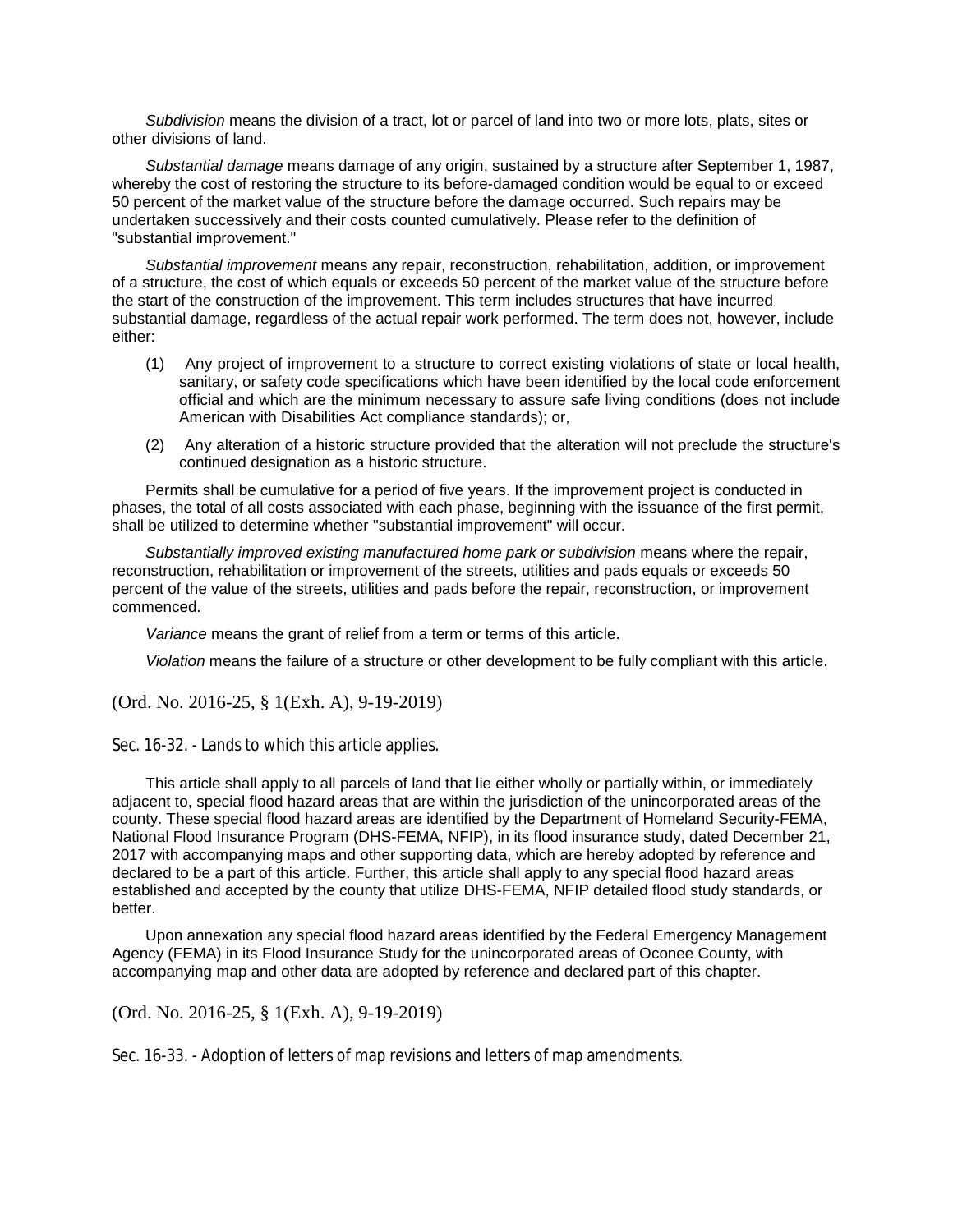*Subdivision* means the division of a tract, lot or parcel of land into two or more lots, plats, sites or other divisions of land.

*Substantial damage* means damage of any origin, sustained by a structure after September 1, 1987, whereby the cost of restoring the structure to its before-damaged condition would be equal to or exceed 50 percent of the market value of the structure before the damage occurred. Such repairs may be undertaken successively and their costs counted cumulatively. Please refer to the definition of "substantial improvement."

*Substantial improvement* means any repair, reconstruction, rehabilitation, addition, or improvement of a structure, the cost of which equals or exceeds 50 percent of the market value of the structure before the start of the construction of the improvement. This term includes structures that have incurred substantial damage, regardless of the actual repair work performed. The term does not, however, include either:

(1) Any project of improvement to a structure to correct existing violations of state or local health, sanitary, or safety code specifications which have been identified by the local code enforcement official and which are the minimum necessary to assure safe living conditions (does not include American with Disabilities Act compliance standards); or,

(2) Any alteration of a historic structure provided that the alteration will not preclude the structure's continued designation as a historic structure.

Permits shall be cumulative for a period of five years. If the improvement project is conducted in phases, the total of all costs associated with each phase, beginning with the issuance of the first permit, shall be utilized to determine whether "substantial improvement" will occur.

*Substantially improved existing manufactured home park or subdivision* means where the repair, reconstruction, rehabilitation or improvement of the streets, utilities and pads equals or exceeds 50 percent of the value of the streets, utilities and pads before the repair, reconstruction, or improvement commenced.

*Variance* means the grant of relief from a term or terms of this article.

*Violation* means the failure of a structure or other development to be fully compliant with this article.

(Ord. No. 2016-25, § 1(Exh. A), 9-19-2019)

### Sec. 16-32. - Lands to which this article applies.

This article shall apply to all parcels of land that lie either wholly or partially within, or immediately adjacent to, special flood hazard areas that are within the jurisdiction of the unincorporated areas of the county. These special flood hazard areas are identified by the Department of Homeland Security-FEMA, National Flood Insurance Program (DHS-FEMA, NFIP), in its flood insurance study, dated December 21, 2017 with accompanying maps and other supporting data, which are hereby adopted by reference and declared to be a part of this article. Further, this article shall apply to any special flood hazard areas established and accepted by the county that utilize DHS-FEMA, NFIP detailed flood study standards, or better.

Upon annexation any special flood hazard areas identified by the Federal Emergency Management Agency (FEMA) in its Flood Insurance Study for the unincorporated areas of Oconee County, with accompanying map and other data are adopted by reference and declared part of this chapter.

(Ord. No. 2016-25, § 1(Exh. A), 9-19-2019)

### Sec. 16-33. - Adoption of letters of map revisions and letters of map amendments.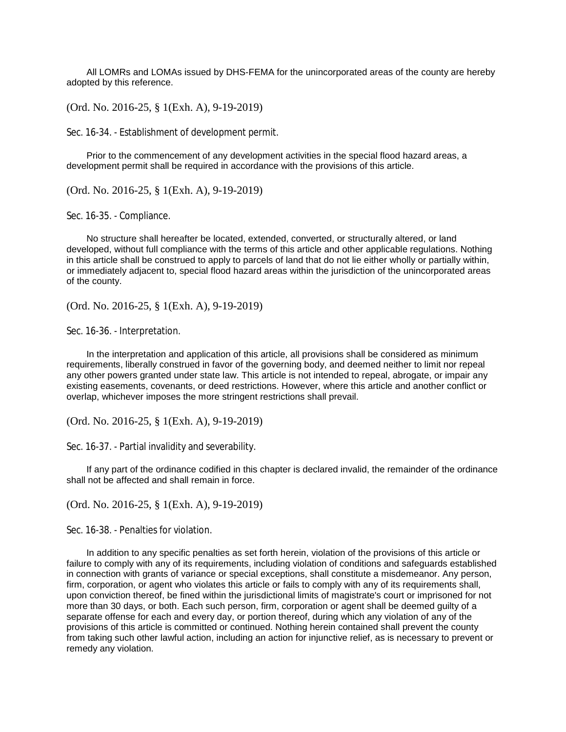All LOMRs and LOMAs issued by DHS-FEMA for the unincorporated areas of the county are hereby adopted by this reference.

(Ord. No. 2016-25, § 1(Exh. A), 9-19-2019)

### Sec. 16-34. - Establishment of development permit.

Prior to the commencement of any development activities in the special flood hazard areas, a development permit shall be required in accordance with the provisions of this article.

(Ord. No. 2016-25, § 1(Exh. A), 9-19-2019)

### Sec. 16-35. - Compliance.

No structure shall hereafter be located, extended, converted, or structurally altered, or land developed, without full compliance with the terms of this article and other applicable regulations. Nothing in this article shall be construed to apply to parcels of land that do not lie either wholly or partially within, or immediately adjacent to, special flood hazard areas within the jurisdiction of the unincorporated areas of the county.

(Ord. No. 2016-25, § 1(Exh. A), 9-19-2019)

### Sec. 16-36. - Interpretation.

In the interpretation and application of this article, all provisions shall be considered as minimum requirements, liberally construed in favor of the governing body, and deemed neither to limit nor repeal any other powers granted under state law. This article is not intended to repeal, abrogate, or impair any existing easements, covenants, or deed restrictions. However, where this article and another conflict or overlap, whichever imposes the more stringent restrictions shall prevail.

(Ord. No. 2016-25, § 1(Exh. A), 9-19-2019)

### Sec. 16-37. - Partial invalidity and severability.

If any part of the ordinance codified in this chapter is declared invalid, the remainder of the ordinance shall not be affected and shall remain in force.

(Ord. No. 2016-25, § 1(Exh. A), 9-19-2019)

### Sec. 16-38. - Penalties for violation.

In addition to any specific penalties as set forth herein, violation of the provisions of this article or failure to comply with any of its requirements, including violation of conditions and safeguards established in connection with grants of variance or special exceptions, shall constitute a misdemeanor. Any person, firm, corporation, or agent who violates this article or fails to comply with any of its requirements shall, upon conviction thereof, be fined within the jurisdictional limits of magistrate's court or imprisoned for not more than 30 days, or both. Each such person, firm, corporation or agent shall be deemed guilty of a separate offense for each and every day, or portion thereof, during which any violation of any of the provisions of this article is committed or continued. Nothing herein contained shall prevent the county from taking such other lawful action, including an action for injunctive relief, as is necessary to prevent or remedy any violation.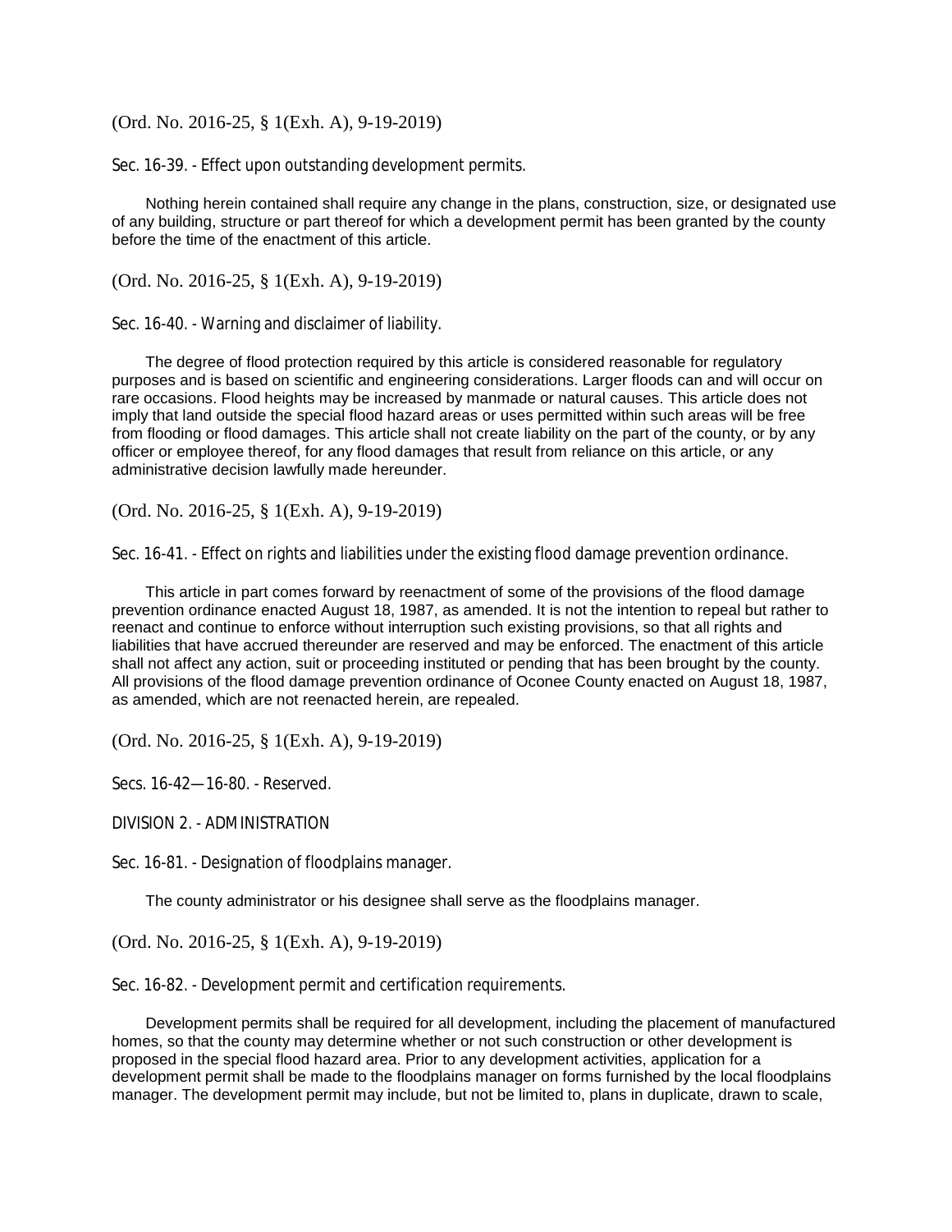(Ord. No. 2016-25, § 1(Exh. A), 9-19-2019)

### Sec. 16-39. - Effect upon outstanding development permits.

Nothing herein contained shall require any change in the plans, construction, size, or designated use of any building, structure or part thereof for which a development permit has been granted by the county before the time of the enactment of this article.

(Ord. No. 2016-25, § 1(Exh. A), 9-19-2019)

### Sec. 16-40. - Warning and disclaimer of liability.

The degree of flood protection required by this article is considered reasonable for regulatory purposes and is based on scientific and engineering considerations. Larger floods can and will occur on rare occasions. Flood heights may be increased by manmade or natural causes. This article does not imply that land outside the special flood hazard areas or uses permitted within such areas will be free from flooding or flood damages. This article shall not create liability on the part of the county, or by any officer or employee thereof, for any flood damages that result from reliance on this article, or any administrative decision lawfully made hereunder.

(Ord. No. 2016-25, § 1(Exh. A), 9-19-2019)

### Sec. 16-41. - Effect on rights and liabilities under the existing flood damage prevention ordinance.

This article in part comes forward by reenactment of some of the provisions of the flood damage prevention ordinance enacted August 18, 1987, as amended. It is not the intention to repeal but rather to reenact and continue to enforce without interruption such existing provisions, so that all rights and liabilities that have accrued thereunder are reserved and may be enforced. The enactment of this article shall not affect any action, suit or proceeding instituted or pending that has been brought by the county. All provisions of the flood damage prevention ordinance of Oconee County enacted on August 18, 1987, as amended, which are not reenacted herein, are repealed.

(Ord. No. 2016-25, § 1(Exh. A), 9-19-2019)

### Secs. 16-42—16-80. - Reserved.

## DIVISION 2. - ADMINISTRATION

### Sec. 16-81. - Designation of floodplains manager.

The county administrator or his designee shall serve as the floodplains manager.

(Ord. No. 2016-25, § 1(Exh. A), 9-19-2019)

### Sec. 16-82. - Development permit and certification requirements.

Development permits shall be required for all development, including the placement of manufactured homes, so that the county may determine whether or not such construction or other development is proposed in the special flood hazard area. Prior to any development activities, application for a development permit shall be made to the floodplains manager on forms furnished by the local floodplains manager. The development permit may include, but not be limited to, plans in duplicate, drawn to scale,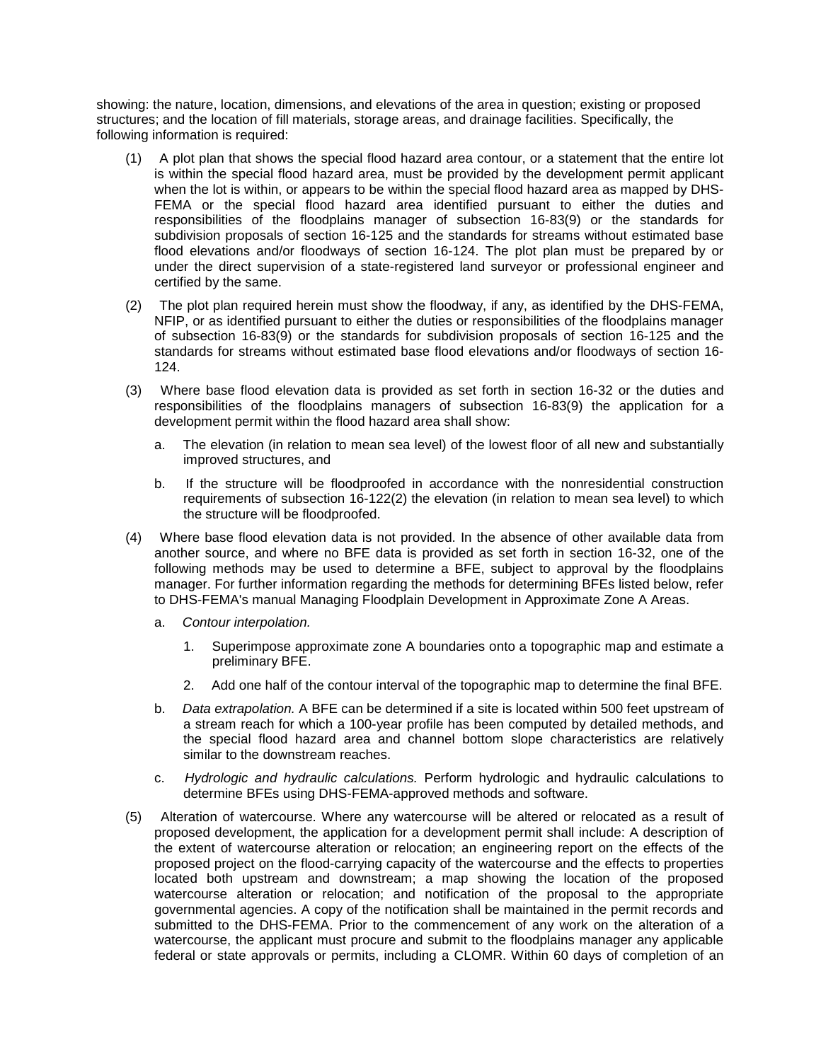showing: the nature, location, dimensions, and elevations of the area in question; existing or proposed structures; and the location of fill materials, storage areas, and drainage facilities. Specifically, the following information is required:

(1) A plot plan that shows the special flood hazard area contour, or a statement that the entire lot is within the special flood hazard area, must be provided by the development permit applicant when the lot is within, or appears to be within the special flood hazard area as mapped by DHS-FEMA or the special flood hazard area identified pursuant to either the duties and responsibilities of the floodplains manager of subsection 16-83(9) or the standards for subdivision proposals of section 16-125 and the standards for streams without estimated base flood elevations and/or floodways of section 16-124. The plot plan must be prepared by or under the direct supervision of a state-registered land surveyor or professional engineer and certified by the same.

(2) The plot plan required herein must show the floodway, if any, as identified by the DHS-FEMA, NFIP, or as identified pursuant to either the duties or responsibilities of the floodplains manager of subsection 16-83(9) or the standards for subdivision proposals of section 16-125 and the standards for streams without estimated base flood elevations and/or floodways of section 16-124.

(3) Where base flood elevation data is provided as set forth in section 16-32 or the duties and responsibilities of the floodplains managers of subsection 16-83(9) the application for a development permit within the flood hazard area shall show:

  a. The elevation (in relation to mean sea level) of the lowest floor of all new and substantially improved structures, and

  b. If the structure will be floodproofed in accordance with the nonresidential construction requirements of subsection 16-122(2) the elevation (in relation to mean sea level) to which the structure will be floodproofed.

(4) Where base flood elevation data is not provided. In the absence of other available data from another source, and where no BFE data is provided as set forth in section 16-32, one of the following methods may be used to determine a BFE, subject to approval by the floodplains manager. For further information regarding the methods for determining BFEs listed below, refer to DHS-FEMA's manual Managing Floodplain Development in Approximate Zone A Areas.

  a. *Contour interpolation.*

    1. Superimpose approximate zone A boundaries onto a topographic map and estimate a preliminary BFE.

    2. Add one half of the contour interval of the topographic map to determine the final BFE.

  b. *Data extrapolation.* A BFE can be determined if a site is located within 500 feet upstream of a stream reach for which a 100-year profile has been computed by detailed methods, and the special flood hazard area and channel bottom slope characteristics are relatively similar to the downstream reaches.

  c. *Hydrologic and hydraulic calculations.* Perform hydrologic and hydraulic calculations to determine BFEs using DHS-FEMA-approved methods and software.

(5) Alteration of watercourse. Where any watercourse will be altered or relocated as a result of proposed development, the application for a development permit shall include: A description of the extent of watercourse alteration or relocation; an engineering report on the effects of the proposed project on the flood-carrying capacity of the watercourse and the effects to properties located both upstream and downstream; a map showing the location of the proposed watercourse alteration or relocation; and notification of the proposal to the appropriate governmental agencies. A copy of the notification shall be maintained in the permit records and submitted to the DHS-FEMA. Prior to the commencement of any work on the alteration of a watercourse, the applicant must procure and submit to the floodplains manager any applicable federal or state approvals or permits, including a CLOMR. Within 60 days of completion of an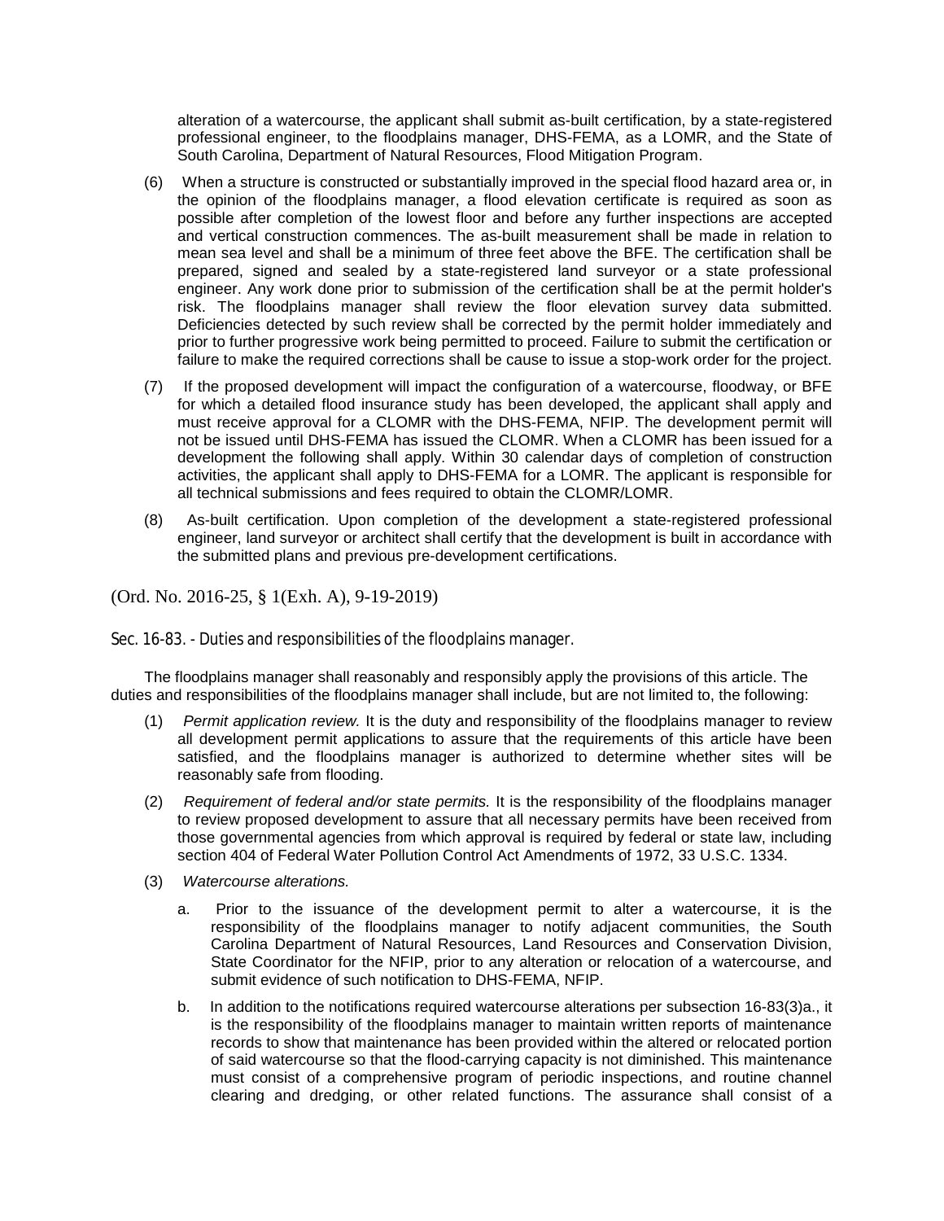alteration of a watercourse, the applicant shall submit as-built certification, by a state-registered professional engineer, to the floodplains manager, DHS-FEMA, as a LOMR, and the State of South Carolina, Department of Natural Resources, Flood Mitigation Program.

(6) When a structure is constructed or substantially improved in the special flood hazard area or, in the opinion of the floodplains manager, a flood elevation certificate is required as soon as possible after completion of the lowest floor and before any further inspections are accepted and vertical construction commences. The as-built measurement shall be made in relation to mean sea level and shall be a minimum of three feet above the BFE. The certification shall be prepared, signed and sealed by a state-registered land surveyor or a state professional engineer. Any work done prior to submission of the certification shall be at the permit holder's risk. The floodplains manager shall review the floor elevation survey data submitted. Deficiencies detected by such review shall be corrected by the permit holder immediately and prior to further progressive work being permitted to proceed. Failure to submit the certification or failure to make the required corrections shall be cause to issue a stop-work order for the project.

(7) If the proposed development will impact the configuration of a watercourse, floodway, or BFE for which a detailed flood insurance study has been developed, the applicant shall apply and must receive approval for a CLOMR with the DHS-FEMA, NFIP. The development permit will not be issued until DHS-FEMA has issued the CLOMR. When a CLOMR has been issued for a development the following shall apply. Within 30 calendar days of completion of construction activities, the applicant shall apply to DHS-FEMA for a LOMR. The applicant is responsible for all technical submissions and fees required to obtain the CLOMR/LOMR.

(8) As-built certification. Upon completion of the development a state-registered professional engineer, land surveyor or architect shall certify that the development is built in accordance with the submitted plans and previous pre-development certifications.

(Ord. No. 2016-25, § 1(Exh. A), 9-19-2019)

### Sec. 16-83. - Duties and responsibilities of the floodplains manager.

The floodplains manager shall reasonably and responsibly apply the provisions of this article. The duties and responsibilities of the floodplains manager shall include, but are not limited to, the following:

(1) *Permit application review.* It is the duty and responsibility of the floodplains manager to review all development permit applications to assure that the requirements of this article have been satisfied, and the floodplains manager is authorized to determine whether sites will be reasonably safe from flooding.

(2) *Requirement of federal and/or state permits.* It is the responsibility of the floodplains manager to review proposed development to assure that all necessary permits have been received from those governmental agencies from which approval is required by federal or state law, including section 404 of Federal Water Pollution Control Act Amendments of 1972, 33 U.S.C. 1334.

(3) *Watercourse alterations.*

a. Prior to the issuance of the development permit to alter a watercourse, it is the responsibility of the floodplains manager to notify adjacent communities, the South Carolina Department of Natural Resources, Land Resources and Conservation Division, State Coordinator for the NFIP, prior to any alteration or relocation of a watercourse, and submit evidence of such notification to DHS-FEMA, NFIP.

b. In addition to the notifications required watercourse alterations per subsection 16-83(3)a., it is the responsibility of the floodplains manager to maintain written reports of maintenance records to show that maintenance has been provided within the altered or relocated portion of said watercourse so that the flood-carrying capacity is not diminished. This maintenance must consist of a comprehensive program of periodic inspections, and routine channel clearing and dredging, or other related functions. The assurance shall consist of a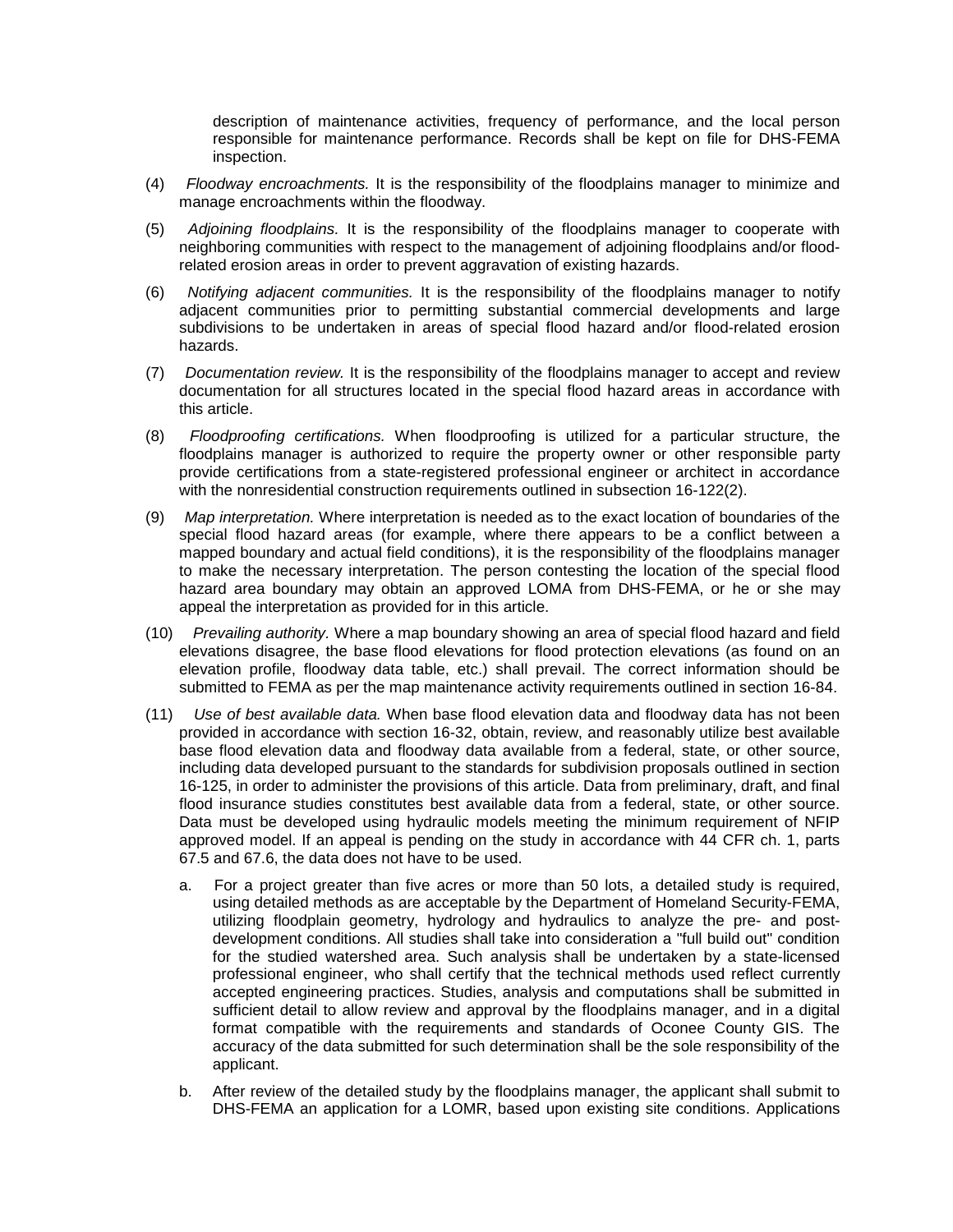description of maintenance activities, frequency of performance, and the local person responsible for maintenance performance. Records shall be kept on file for DHS-FEMA inspection.

(4) *Floodway encroachments.* It is the responsibility of the floodplains manager to minimize and manage encroachments within the floodway.

(5) *Adjoining floodplains.* It is the responsibility of the floodplains manager to cooperate with neighboring communities with respect to the management of adjoining floodplains and/or flood-related erosion areas in order to prevent aggravation of existing hazards.

(6) *Notifying adjacent communities.* It is the responsibility of the floodplains manager to notify adjacent communities prior to permitting substantial commercial developments and large subdivisions to be undertaken in areas of special flood hazard and/or flood-related erosion hazards.

(7) *Documentation review.* It is the responsibility of the floodplains manager to accept and review documentation for all structures located in the special flood hazard areas in accordance with this article.

(8) *Floodproofing certifications.* When floodproofing is utilized for a particular structure, the floodplains manager is authorized to require the property owner or other responsible party provide certifications from a state-registered professional engineer or architect in accordance with the nonresidential construction requirements outlined in subsection 16-122(2).

(9) *Map interpretation.* Where interpretation is needed as to the exact location of boundaries of the special flood hazard areas (for example, where there appears to be a conflict between a mapped boundary and actual field conditions), it is the responsibility of the floodplains manager to make the necessary interpretation. The person contesting the location of the special flood hazard area boundary may obtain an approved LOMA from DHS-FEMA, or he or she may appeal the interpretation as provided for in this article.

(10) *Prevailing authority.* Where a map boundary showing an area of special flood hazard and field elevations disagree, the base flood elevations for flood protection elevations (as found on an elevation profile, floodway data table, etc.) shall prevail. The correct information should be submitted to FEMA as per the map maintenance activity requirements outlined in section 16-84.

(11) *Use of best available data.* When base flood elevation data and floodway data has not been provided in accordance with section 16-32, obtain, review, and reasonably utilize best available base flood elevation data and floodway data available from a federal, state, or other source, including data developed pursuant to the standards for subdivision proposals outlined in section 16-125, in order to administer the provisions of this article. Data from preliminary, draft, and final flood insurance studies constitutes best available data from a federal, state, or other source. Data must be developed using hydraulic models meeting the minimum requirement of NFIP approved model. If an appeal is pending on the study in accordance with 44 CFR ch. 1, parts 67.5 and 67.6, the data does not have to be used.

a. For a project greater than five acres or more than 50 lots, a detailed study is required, using detailed methods as are acceptable by the Department of Homeland Security-FEMA, utilizing floodplain geometry, hydrology and hydraulics to analyze the pre- and post-development conditions. All studies shall take into consideration a "full build out" condition for the studied watershed area. Such analysis shall be undertaken by a state-licensed professional engineer, who shall certify that the technical methods used reflect currently accepted engineering practices. Studies, analysis and computations shall be submitted in sufficient detail to allow review and approval by the floodplains manager, and in a digital format compatible with the requirements and standards of Oconee County GIS. The accuracy of the data submitted for such determination shall be the sole responsibility of the applicant.

b. After review of the detailed study by the floodplains manager, the applicant shall submit to DHS-FEMA an application for a LOMR, based upon existing site conditions. Applications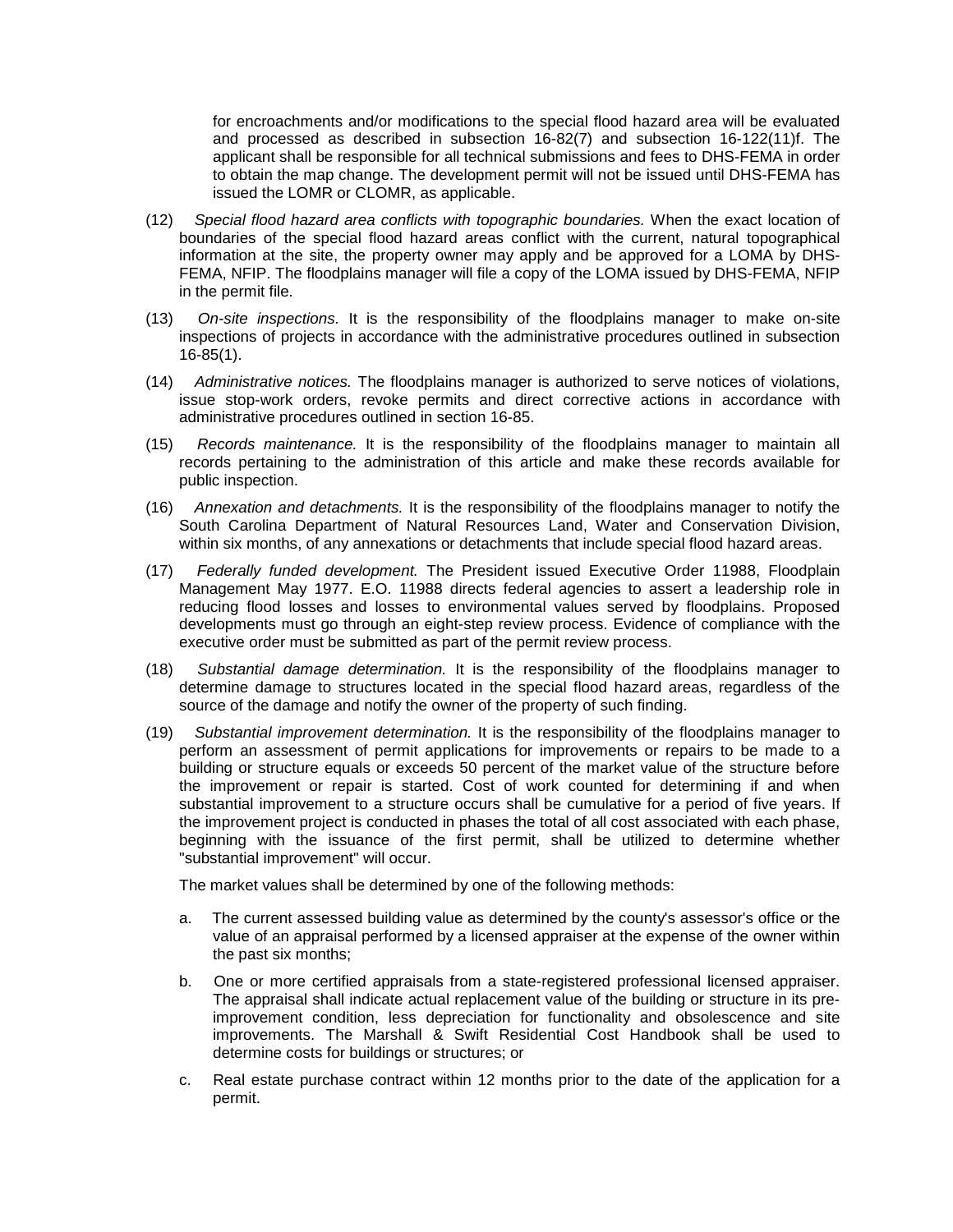for encroachments and/or modifications to the special flood hazard area will be evaluated and processed as described in subsection 16-82(7) and subsection 16-122(11)f. The applicant shall be responsible for all technical submissions and fees to DHS-FEMA in order to obtain the map change. The development permit will not be issued until DHS-FEMA has issued the LOMR or CLOMR, as applicable.

(12) *Special flood hazard area conflicts with topographic boundaries.* When the exact location of boundaries of the special flood hazard areas conflict with the current, natural topographical information at the site, the property owner may apply and be approved for a LOMA by DHS-FEMA, NFIP. The floodplains manager will file a copy of the LOMA issued by DHS-FEMA, NFIP in the permit file.

(13) *On-site inspections.* It is the responsibility of the floodplains manager to make on-site inspections of projects in accordance with the administrative procedures outlined in subsection 16-85(1).

(14) *Administrative notices.* The floodplains manager is authorized to serve notices of violations, issue stop-work orders, revoke permits and direct corrective actions in accordance with administrative procedures outlined in section 16-85.

(15) *Records maintenance.* It is the responsibility of the floodplains manager to maintain all records pertaining to the administration of this article and make these records available for public inspection.

(16) *Annexation and detachments.* It is the responsibility of the floodplains manager to notify the South Carolina Department of Natural Resources Land, Water and Conservation Division, within six months, of any annexations or detachments that include special flood hazard areas.

(17) *Federally funded development.* The President issued Executive Order 11988, Floodplain Management May 1977. E.O. 11988 directs federal agencies to assert a leadership role in reducing flood losses and losses to environmental values served by floodplains. Proposed developments must go through an eight-step review process. Evidence of compliance with the executive order must be submitted as part of the permit review process.

(18) *Substantial damage determination.* It is the responsibility of the floodplains manager to determine damage to structures located in the special flood hazard areas, regardless of the source of the damage and notify the owner of the property of such finding.

(19) *Substantial improvement determination.* It is the responsibility of the floodplains manager to perform an assessment of permit applications for improvements or repairs to be made to a building or structure equals or exceeds 50 percent of the market value of the structure before the improvement or repair is started. Cost of work counted for determining if and when substantial improvement to a structure occurs shall be cumulative for a period of five years. If the improvement project is conducted in phases the total of all cost associated with each phase, beginning with the issuance of the first permit, shall be utilized to determine whether "substantial improvement" will occur.

The market values shall be determined by one of the following methods:

a. The current assessed building value as determined by the county's assessor's office or the value of an appraisal performed by a licensed appraiser at the expense of the owner within the past six months;

b. One or more certified appraisals from a state-registered professional licensed appraiser. The appraisal shall indicate actual replacement value of the building or structure in its pre-improvement condition, less depreciation for functionality and obsolescence and site improvements. The Marshall & Swift Residential Cost Handbook shall be used to determine costs for buildings or structures; or

c. Real estate purchase contract within 12 months prior to the date of the application for a permit.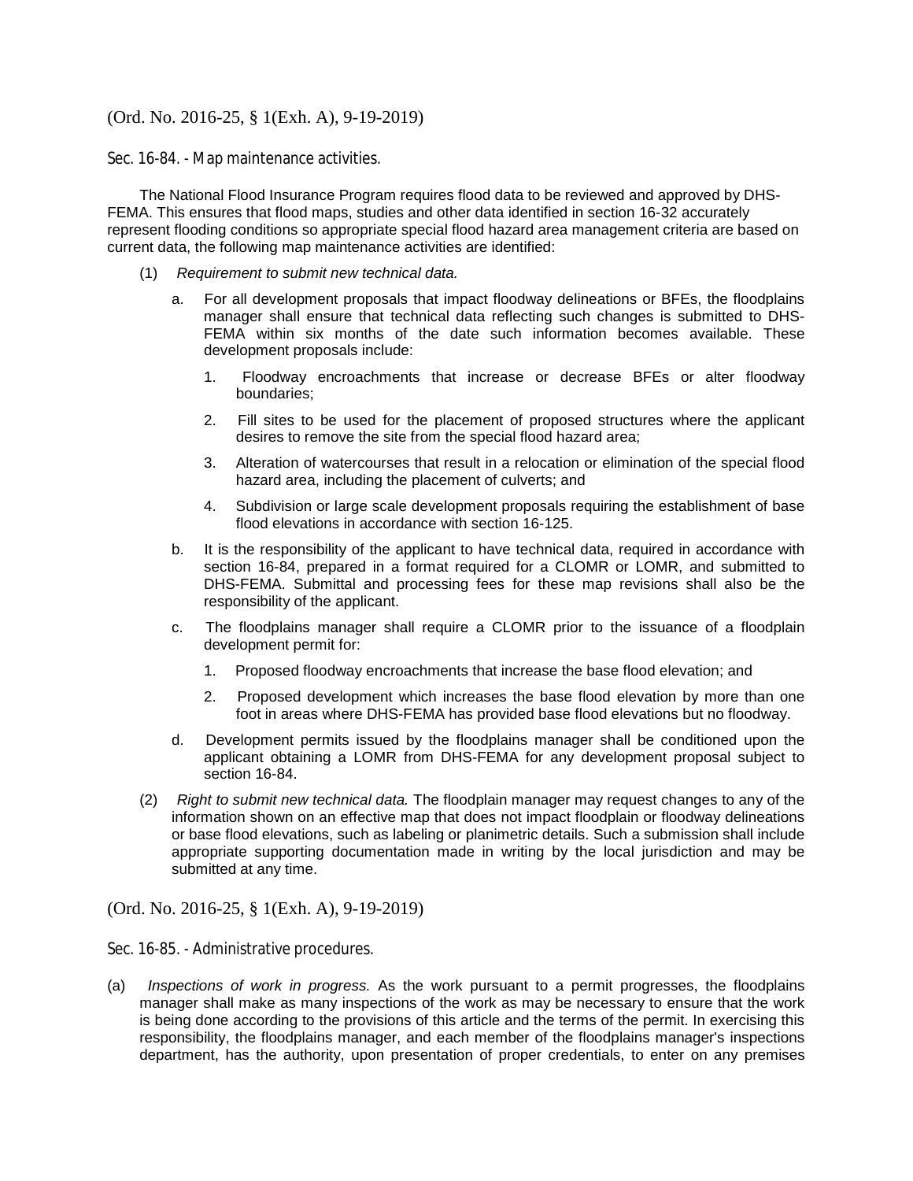(Ord. No. 2016-25, § 1(Exh. A), 9-19-2019)

### Sec. 16-84. - Map maintenance activities.

The National Flood Insurance Program requires flood data to be reviewed and approved by DHS-FEMA. This ensures that flood maps, studies and other data identified in section 16-32 accurately represent flooding conditions so appropriate special flood hazard area management criteria are based on current data, the following map maintenance activities are identified:

(1) *Requirement to submit new technical data.*

a. For all development proposals that impact floodway delineations or BFEs, the floodplains manager shall ensure that technical data reflecting such changes is submitted to DHS-FEMA within six months of the date such information becomes available. These development proposals include:

1. Floodway encroachments that increase or decrease BFEs or alter floodway boundaries;

2. Fill sites to be used for the placement of proposed structures where the applicant desires to remove the site from the special flood hazard area;

3. Alteration of watercourses that result in a relocation or elimination of the special flood hazard area, including the placement of culverts; and

4. Subdivision or large scale development proposals requiring the establishment of base flood elevations in accordance with section 16-125.

b. It is the responsibility of the applicant to have technical data, required in accordance with section 16-84, prepared in a format required for a CLOMR or LOMR, and submitted to DHS-FEMA. Submittal and processing fees for these map revisions shall also be the responsibility of the applicant.

c. The floodplains manager shall require a CLOMR prior to the issuance of a floodplain development permit for:

1. Proposed floodway encroachments that increase the base flood elevation; and

2. Proposed development which increases the base flood elevation by more than one foot in areas where DHS-FEMA has provided base flood elevations but no floodway.

d. Development permits issued by the floodplains manager shall be conditioned upon the applicant obtaining a LOMR from DHS-FEMA for any development proposal subject to section 16-84.

(2) *Right to submit new technical data.* The floodplain manager may request changes to any of the information shown on an effective map that does not impact floodplain or floodway delineations or base flood elevations, such as labeling or planimetric details. Such a submission shall include appropriate supporting documentation made in writing by the local jurisdiction and may be submitted at any time.

(Ord. No. 2016-25, § 1(Exh. A), 9-19-2019)

### Sec. 16-85. - Administrative procedures.

(a) *Inspections of work in progress.* As the work pursuant to a permit progresses, the floodplains manager shall make as many inspections of the work as may be necessary to ensure that the work is being done according to the provisions of this article and the terms of the permit. In exercising this responsibility, the floodplains manager, and each member of the floodplains manager's inspections department, has the authority, upon presentation of proper credentials, to enter on any premises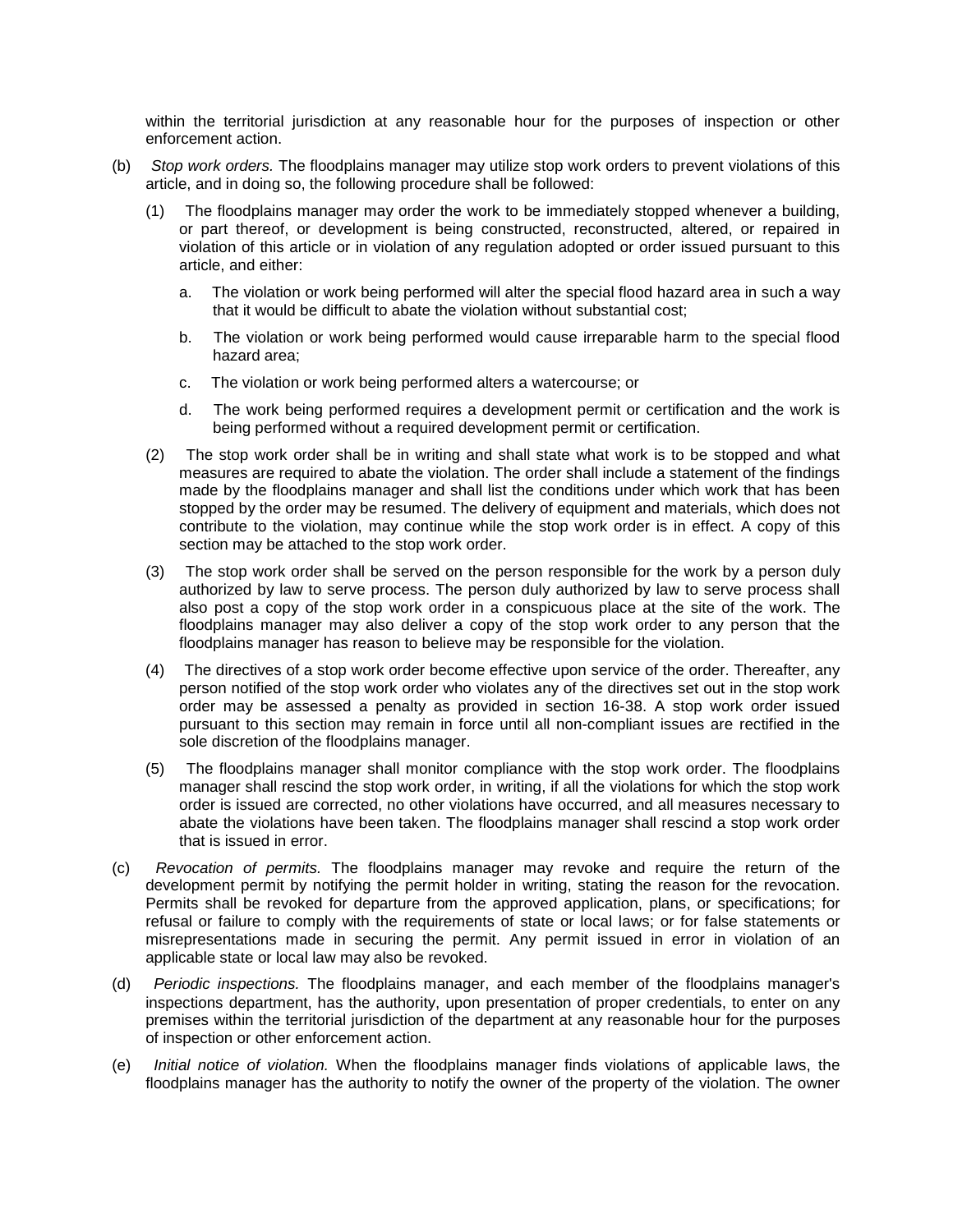within the territorial jurisdiction at any reasonable hour for the purposes of inspection or other enforcement action.

(b) *Stop work orders.* The floodplains manager may utilize stop work orders to prevent violations of this article, and in doing so, the following procedure shall be followed:

(1) The floodplains manager may order the work to be immediately stopped whenever a building, or part thereof, or development is being constructed, reconstructed, altered, or repaired in violation of this article or in violation of any regulation adopted or order issued pursuant to this article, and either:

a. The violation or work being performed will alter the special flood hazard area in such a way that it would be difficult to abate the violation without substantial cost;

b. The violation or work being performed would cause irreparable harm to the special flood hazard area;

c. The violation or work being performed alters a watercourse; or

d. The work being performed requires a development permit or certification and the work is being performed without a required development permit or certification.

(2) The stop work order shall be in writing and shall state what work is to be stopped and what measures are required to abate the violation. The order shall include a statement of the findings made by the floodplains manager and shall list the conditions under which work that has been stopped by the order may be resumed. The delivery of equipment and materials, which does not contribute to the violation, may continue while the stop work order is in effect. A copy of this section may be attached to the stop work order.

(3) The stop work order shall be served on the person responsible for the work by a person duly authorized by law to serve process. The person duly authorized by law to serve process shall also post a copy of the stop work order in a conspicuous place at the site of the work. The floodplains manager may also deliver a copy of the stop work order to any person that the floodplains manager has reason to believe may be responsible for the violation.

(4) The directives of a stop work order become effective upon service of the order. Thereafter, any person notified of the stop work order who violates any of the directives set out in the stop work order may be assessed a penalty as provided in section 16-38. A stop work order issued pursuant to this section may remain in force until all non-compliant issues are rectified in the sole discretion of the floodplains manager.

(5) The floodplains manager shall monitor compliance with the stop work order. The floodplains manager shall rescind the stop work order, in writing, if all the violations for which the stop work order is issued are corrected, no other violations have occurred, and all measures necessary to abate the violations have been taken. The floodplains manager shall rescind a stop work order that is issued in error.

(c) *Revocation of permits.* The floodplains manager may revoke and require the return of the development permit by notifying the permit holder in writing, stating the reason for the revocation. Permits shall be revoked for departure from the approved application, plans, or specifications; for refusal or failure to comply with the requirements of state or local laws; or for false statements or misrepresentations made in securing the permit. Any permit issued in error in violation of an applicable state or local law may also be revoked.

(d) *Periodic inspections.* The floodplains manager, and each member of the floodplains manager's inspections department, has the authority, upon presentation of proper credentials, to enter on any premises within the territorial jurisdiction of the department at any reasonable hour for the purposes of inspection or other enforcement action.

(e) *Initial notice of violation.* When the floodplains manager finds violations of applicable laws, the floodplains manager has the authority to notify the owner of the property of the violation. The owner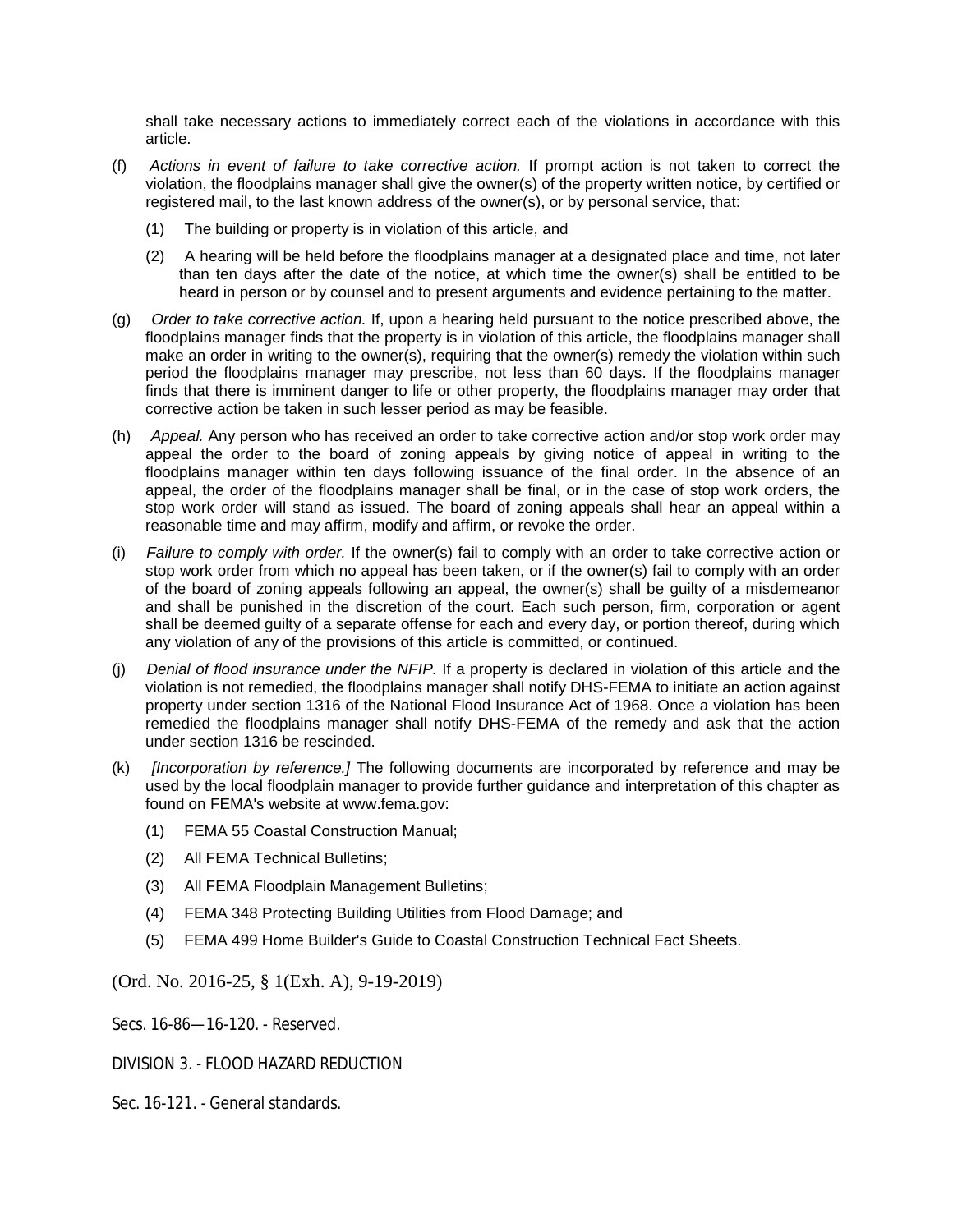shall take necessary actions to immediately correct each of the violations in accordance with this article.

(f) *Actions in event of failure to take corrective action.* If prompt action is not taken to correct the violation, the floodplains manager shall give the owner(s) of the property written notice, by certified or registered mail, to the last known address of the owner(s), or by personal service, that:

(1) The building or property is in violation of this article, and

(2) A hearing will be held before the floodplains manager at a designated place and time, not later than ten days after the date of the notice, at which time the owner(s) shall be entitled to be heard in person or by counsel and to present arguments and evidence pertaining to the matter.

(g) *Order to take corrective action.* If, upon a hearing held pursuant to the notice prescribed above, the floodplains manager finds that the property is in violation of this article, the floodplains manager shall make an order in writing to the owner(s), requiring that the owner(s) remedy the violation within such period the floodplains manager may prescribe, not less than 60 days. If the floodplains manager finds that there is imminent danger to life or other property, the floodplains manager may order that corrective action be taken in such lesser period as may be feasible.

(h) *Appeal.* Any person who has received an order to take corrective action and/or stop work order may appeal the order to the board of zoning appeals by giving notice of appeal in writing to the floodplains manager within ten days following issuance of the final order. In the absence of an appeal, the order of the floodplains manager shall be final, or in the case of stop work orders, the stop work order will stand as issued. The board of zoning appeals shall hear an appeal within a reasonable time and may affirm, modify and affirm, or revoke the order.

(i) *Failure to comply with order.* If the owner(s) fail to comply with an order to take corrective action or stop work order from which no appeal has been taken, or if the owner(s) fail to comply with an order of the board of zoning appeals following an appeal, the owner(s) shall be guilty of a misdemeanor and shall be punished in the discretion of the court. Each such person, firm, corporation or agent shall be deemed guilty of a separate offense for each and every day, or portion thereof, during which any violation of any of the provisions of this article is committed, or continued.

(j) *Denial of flood insurance under the NFIP.* If a property is declared in violation of this article and the violation is not remedied, the floodplains manager shall notify DHS-FEMA to initiate an action against property under section 1316 of the National Flood Insurance Act of 1968. Once a violation has been remedied the floodplains manager shall notify DHS-FEMA of the remedy and ask that the action under section 1316 be rescinded.

(k) *[Incorporation by reference.]* The following documents are incorporated by reference and may be used by the local floodplain manager to provide further guidance and interpretation of this chapter as found on FEMA's website at www.fema.gov:

(1) FEMA 55 Coastal Construction Manual;

(2) All FEMA Technical Bulletins;

(3) All FEMA Floodplain Management Bulletins;

(4) FEMA 348 Protecting Building Utilities from Flood Damage; and

(5) FEMA 499 Home Builder's Guide to Coastal Construction Technical Fact Sheets.

(Ord. No. 2016-25, § 1(Exh. A), 9-19-2019)

Secs. 16-86—16-120. - Reserved.

## DIVISION 3. - FLOOD HAZARD REDUCTION

### Sec. 16-121. - General standards.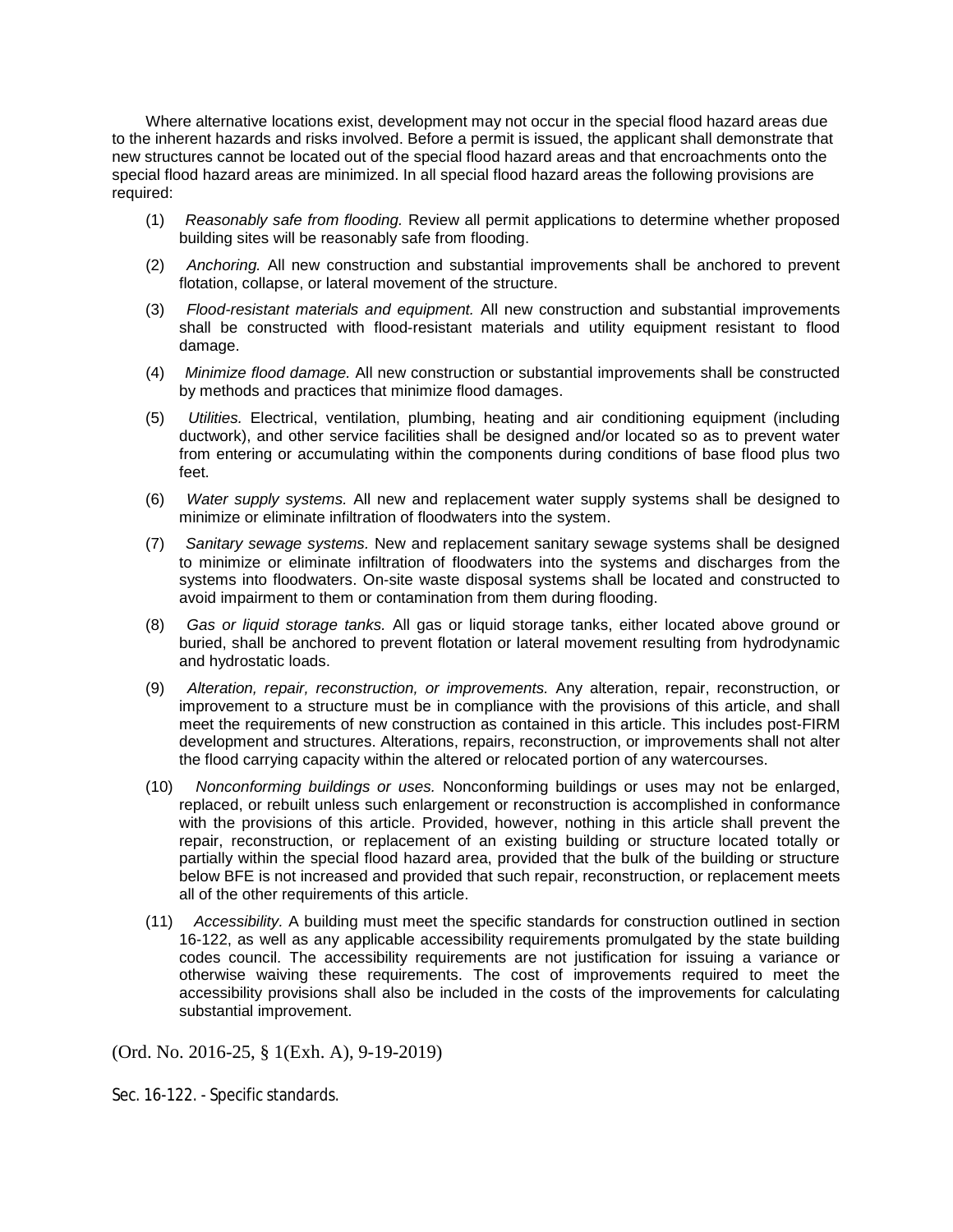Where alternative locations exist, development may not occur in the special flood hazard areas due to the inherent hazards and risks involved. Before a permit is issued, the applicant shall demonstrate that new structures cannot be located out of the special flood hazard areas and that encroachments onto the special flood hazard areas are minimized. In all special flood hazard areas the following provisions are required:

(1) *Reasonably safe from flooding.* Review all permit applications to determine whether proposed building sites will be reasonably safe from flooding.

(2) *Anchoring.* All new construction and substantial improvements shall be anchored to prevent flotation, collapse, or lateral movement of the structure.

(3) *Flood-resistant materials and equipment.* All new construction and substantial improvements shall be constructed with flood-resistant materials and utility equipment resistant to flood damage.

(4) *Minimize flood damage.* All new construction or substantial improvements shall be constructed by methods and practices that minimize flood damages.

(5) *Utilities.* Electrical, ventilation, plumbing, heating and air conditioning equipment (including ductwork), and other service facilities shall be designed and/or located so as to prevent water from entering or accumulating within the components during conditions of base flood plus two feet.

(6) *Water supply systems.* All new and replacement water supply systems shall be designed to minimize or eliminate infiltration of floodwaters into the system.

(7) *Sanitary sewage systems.* New and replacement sanitary sewage systems shall be designed to minimize or eliminate infiltration of floodwaters into the systems and discharges from the systems into floodwaters. On-site waste disposal systems shall be located and constructed to avoid impairment to them or contamination from them during flooding.

(8) *Gas or liquid storage tanks.* All gas or liquid storage tanks, either located above ground or buried, shall be anchored to prevent flotation or lateral movement resulting from hydrodynamic and hydrostatic loads.

(9) *Alteration, repair, reconstruction, or improvements.* Any alteration, repair, reconstruction, or improvement to a structure must be in compliance with the provisions of this article, and shall meet the requirements of new construction as contained in this article. This includes post-FIRM development and structures. Alterations, repairs, reconstruction, or improvements shall not alter the flood carrying capacity within the altered or relocated portion of any watercourses.

(10) *Nonconforming buildings or uses.* Nonconforming buildings or uses may not be enlarged, replaced, or rebuilt unless such enlargement or reconstruction is accomplished in conformance with the provisions of this article. Provided, however, nothing in this article shall prevent the repair, reconstruction, or replacement of an existing building or structure located totally or partially within the special flood hazard area, provided that the bulk of the building or structure below BFE is not increased and provided that such repair, reconstruction, or replacement meets all of the other requirements of this article.

(11) *Accessibility.* A building must meet the specific standards for construction outlined in section 16-122, as well as any applicable accessibility requirements promulgated by the state building codes council. The accessibility requirements are not justification for issuing a variance or otherwise waiving these requirements. The cost of improvements required to meet the accessibility provisions shall also be included in the costs of the improvements for calculating substantial improvement.

(Ord. No. 2016-25, § 1(Exh. A), 9-19-2019)

### Sec. 16-122. - Specific standards.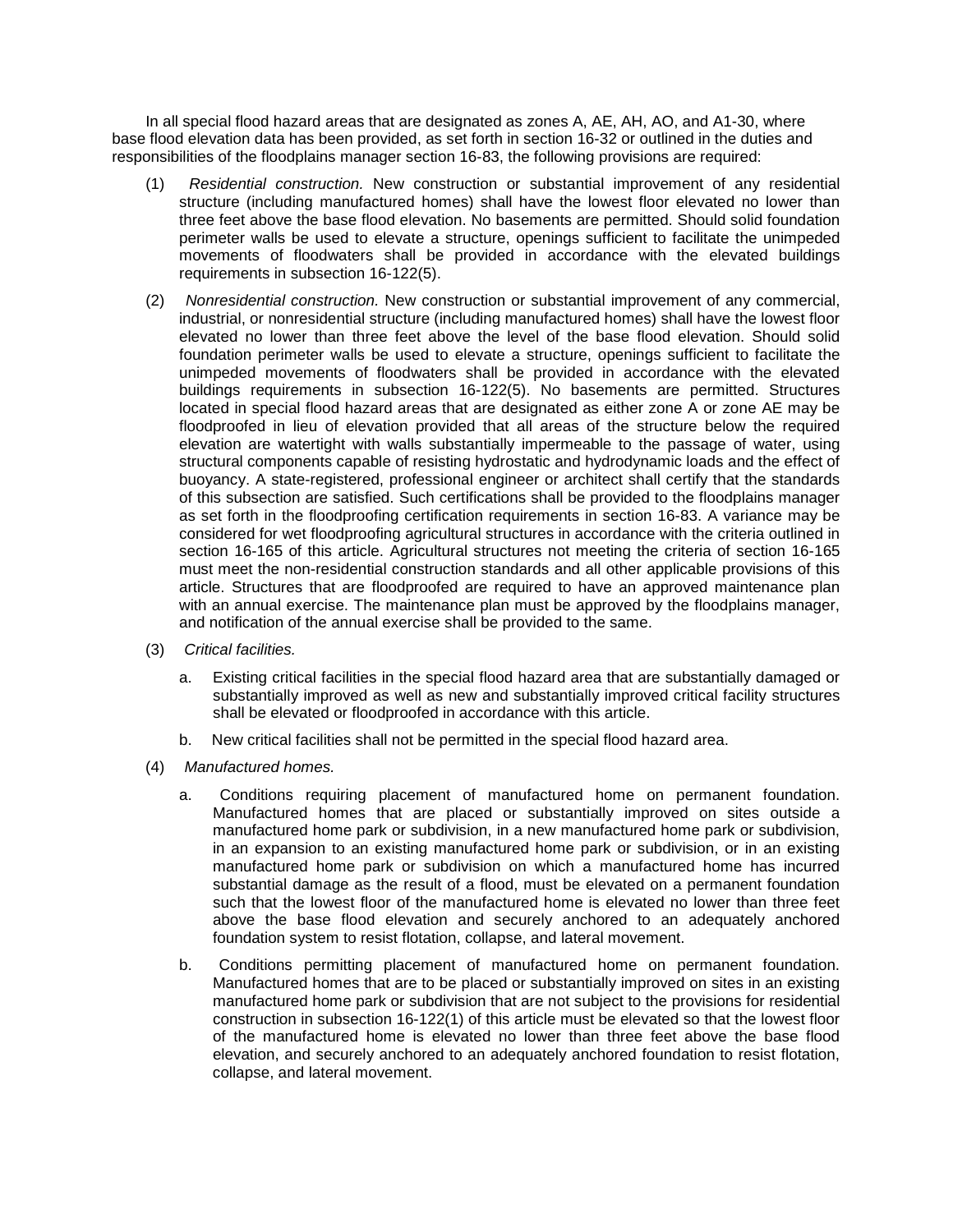In all special flood hazard areas that are designated as zones A, AE, AH, AO, and A1-30, where base flood elevation data has been provided, as set forth in section 16-32 or outlined in the duties and responsibilities of the floodplains manager section 16-83, the following provisions are required:

(1) *Residential construction.* New construction or substantial improvement of any residential structure (including manufactured homes) shall have the lowest floor elevated no lower than three feet above the base flood elevation. No basements are permitted. Should solid foundation perimeter walls be used to elevate a structure, openings sufficient to facilitate the unimpeded movements of floodwaters shall be provided in accordance with the elevated buildings requirements in subsection 16-122(5).

(2) *Nonresidential construction.* New construction or substantial improvement of any commercial, industrial, or nonresidential structure (including manufactured homes) shall have the lowest floor elevated no lower than three feet above the level of the base flood elevation. Should solid foundation perimeter walls be used to elevate a structure, openings sufficient to facilitate the unimpeded movements of floodwaters shall be provided in accordance with the elevated buildings requirements in subsection 16-122(5). No basements are permitted. Structures located in special flood hazard areas that are designated as either zone A or zone AE may be floodproofed in lieu of elevation provided that all areas of the structure below the required elevation are watertight with walls substantially impermeable to the passage of water, using structural components capable of resisting hydrostatic and hydrodynamic loads and the effect of buoyancy. A state-registered, professional engineer or architect shall certify that the standards of this subsection are satisfied. Such certifications shall be provided to the floodplains manager as set forth in the floodproofing certification requirements in section 16-83. A variance may be considered for wet floodproofing agricultural structures in accordance with the criteria outlined in section 16-165 of this article. Agricultural structures not meeting the criteria of section 16-165 must meet the non-residential construction standards and all other applicable provisions of this article. Structures that are floodproofed are required to have an approved maintenance plan with an annual exercise. The maintenance plan must be approved by the floodplains manager, and notification of the annual exercise shall be provided to the same.

(3) *Critical facilities.*

  a. Existing critical facilities in the special flood hazard area that are substantially damaged or substantially improved as well as new and substantially improved critical facility structures shall be elevated or floodproofed in accordance with this article.

  b. New critical facilities shall not be permitted in the special flood hazard area.

(4) *Manufactured homes.*

  a. Conditions requiring placement of manufactured home on permanent foundation. Manufactured homes that are placed or substantially improved on sites outside a manufactured home park or subdivision, in a new manufactured home park or subdivision, in an expansion to an existing manufactured home park or subdivision, or in an existing manufactured home park or subdivision on which a manufactured home has incurred substantial damage as the result of a flood, must be elevated on a permanent foundation such that the lowest floor of the manufactured home is elevated no lower than three feet above the base flood elevation and securely anchored to an adequately anchored foundation system to resist flotation, collapse, and lateral movement.

  b. Conditions permitting placement of manufactured home on permanent foundation. Manufactured homes that are to be placed or substantially improved on sites in an existing manufactured home park or subdivision that are not subject to the provisions for residential construction in subsection 16-122(1) of this article must be elevated so that the lowest floor of the manufactured home is elevated no lower than three feet above the base flood elevation, and securely anchored to an adequately anchored foundation to resist flotation, collapse, and lateral movement.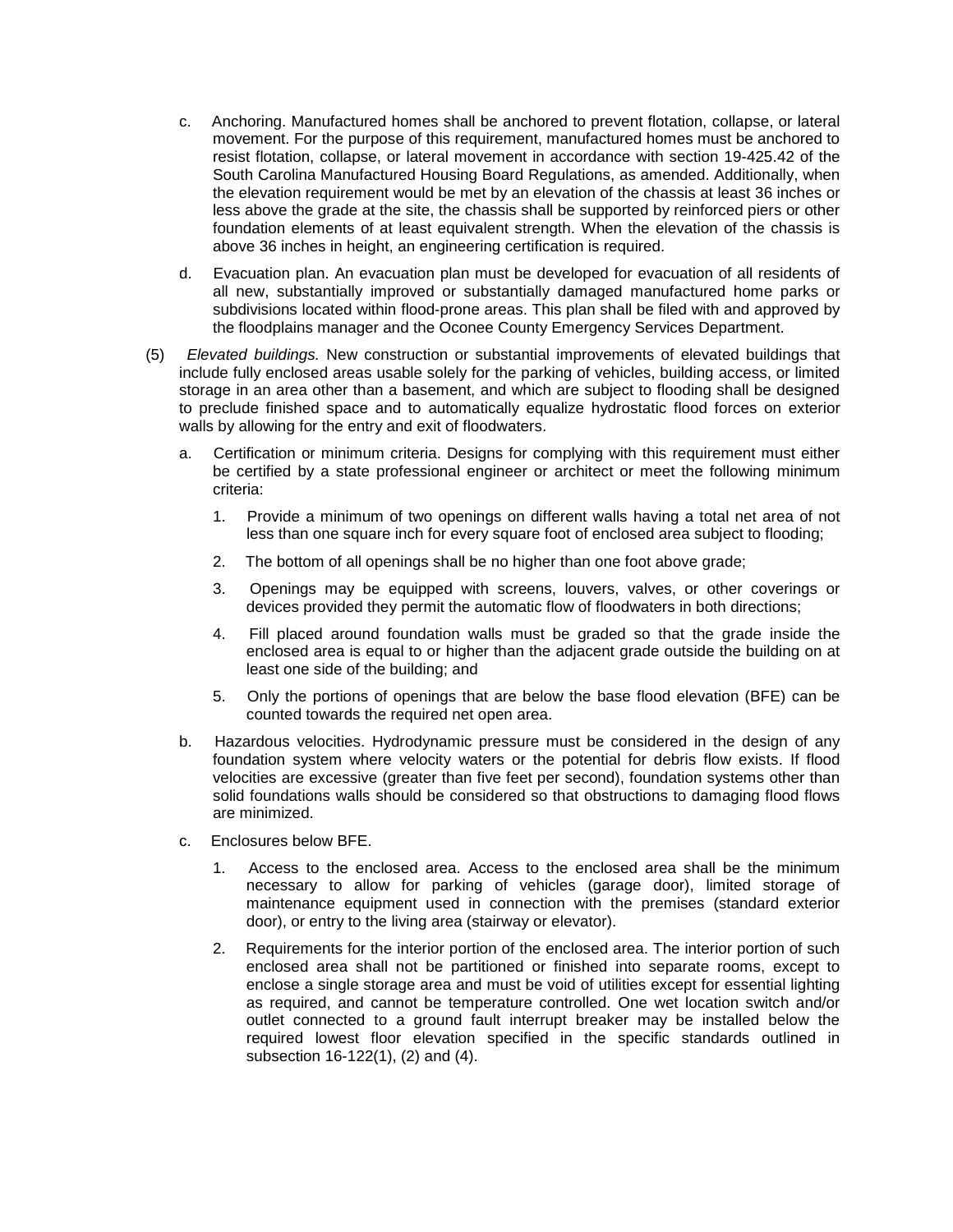c. Anchoring. Manufactured homes shall be anchored to prevent flotation, collapse, or lateral movement. For the purpose of this requirement, manufactured homes must be anchored to resist flotation, collapse, or lateral movement in accordance with section 19-425.42 of the South Carolina Manufactured Housing Board Regulations, as amended. Additionally, when the elevation requirement would be met by an elevation of the chassis at least 36 inches or less above the grade at the site, the chassis shall be supported by reinforced piers or other foundation elements of at least equivalent strength. When the elevation of the chassis is above 36 inches in height, an engineering certification is required.

d. Evacuation plan. An evacuation plan must be developed for evacuation of all residents of all new, substantially improved or substantially damaged manufactured home parks or subdivisions located within flood-prone areas. This plan shall be filed with and approved by the floodplains manager and the Oconee County Emergency Services Department.

(5) *Elevated buildings.* New construction or substantial improvements of elevated buildings that include fully enclosed areas usable solely for the parking of vehicles, building access, or limited storage in an area other than a basement, and which are subject to flooding shall be designed to preclude finished space and to automatically equalize hydrostatic flood forces on exterior walls by allowing for the entry and exit of floodwaters.

a. Certification or minimum criteria. Designs for complying with this requirement must either be certified by a state professional engineer or architect or meet the following minimum criteria:

1. Provide a minimum of two openings on different walls having a total net area of not less than one square inch for every square foot of enclosed area subject to flooding;

2. The bottom of all openings shall be no higher than one foot above grade;

3. Openings may be equipped with screens, louvers, valves, or other coverings or devices provided they permit the automatic flow of floodwaters in both directions;

4. Fill placed around foundation walls must be graded so that the grade inside the enclosed area is equal to or higher than the adjacent grade outside the building on at least one side of the building; and

5. Only the portions of openings that are below the base flood elevation (BFE) can be counted towards the required net open area.

b. Hazardous velocities. Hydrodynamic pressure must be considered in the design of any foundation system where velocity waters or the potential for debris flow exists. If flood velocities are excessive (greater than five feet per second), foundation systems other than solid foundations walls should be considered so that obstructions to damaging flood flows are minimized.

c. Enclosures below BFE.

1. Access to the enclosed area. Access to the enclosed area shall be the minimum necessary to allow for parking of vehicles (garage door), limited storage of maintenance equipment used in connection with the premises (standard exterior door), or entry to the living area (stairway or elevator).

2. Requirements for the interior portion of the enclosed area. The interior portion of such enclosed area shall not be partitioned or finished into separate rooms, except to enclose a single storage area and must be void of utilities except for essential lighting as required, and cannot be temperature controlled. One wet location switch and/or outlet connected to a ground fault interrupt breaker may be installed below the required lowest floor elevation specified in the specific standards outlined in subsection 16-122(1), (2) and (4).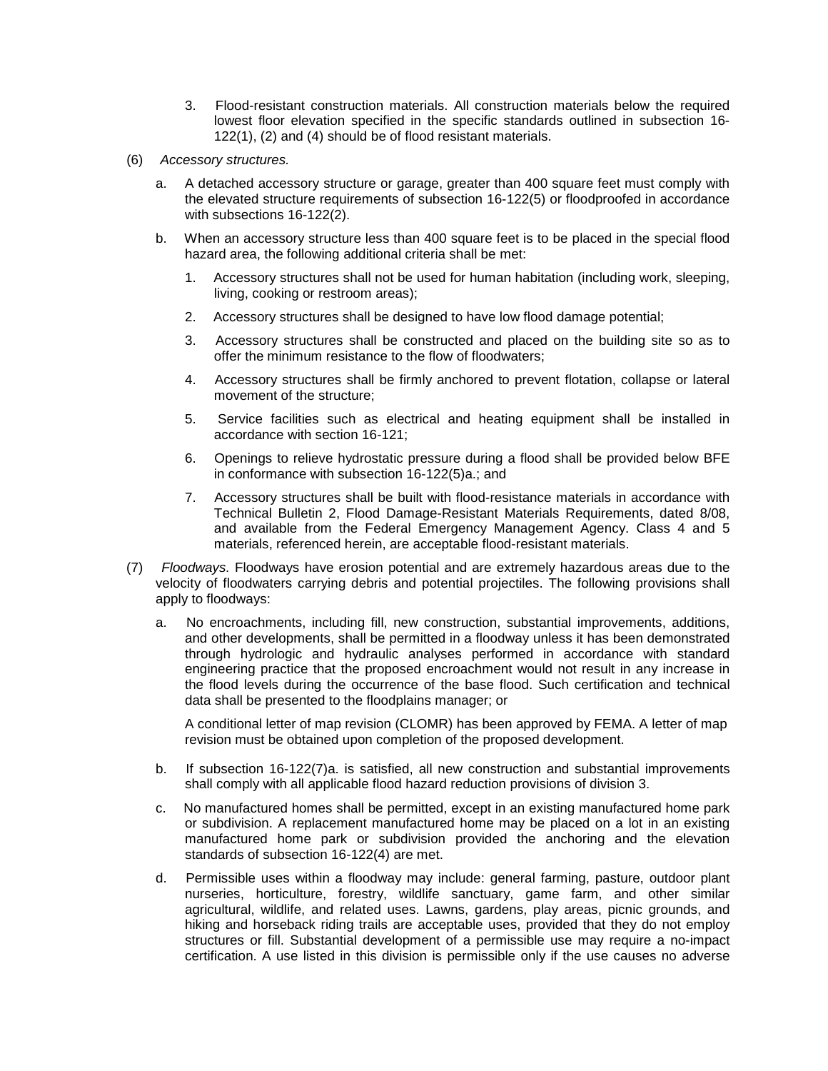3. Flood-resistant construction materials. All construction materials below the required lowest floor elevation specified in the specific standards outlined in subsection 16-122(1), (2) and (4) should be of flood resistant materials.

(6) *Accessory structures.*

a. A detached accessory structure or garage, greater than 400 square feet must comply with the elevated structure requirements of subsection 16-122(5) or floodproofed in accordance with subsections 16-122(2).

b. When an accessory structure less than 400 square feet is to be placed in the special flood hazard area, the following additional criteria shall be met:

1. Accessory structures shall not be used for human habitation (including work, sleeping, living, cooking or restroom areas);

2. Accessory structures shall be designed to have low flood damage potential;

3. Accessory structures shall be constructed and placed on the building site so as to offer the minimum resistance to the flow of floodwaters;

4. Accessory structures shall be firmly anchored to prevent flotation, collapse or lateral movement of the structure;

5. Service facilities such as electrical and heating equipment shall be installed in accordance with section 16-121;

6. Openings to relieve hydrostatic pressure during a flood shall be provided below BFE in conformance with subsection 16-122(5)a.; and

7. Accessory structures shall be built with flood-resistance materials in accordance with Technical Bulletin 2, Flood Damage-Resistant Materials Requirements, dated 8/08, and available from the Federal Emergency Management Agency. Class 4 and 5 materials, referenced herein, are acceptable flood-resistant materials.

(7) *Floodways.* Floodways have erosion potential and are extremely hazardous areas due to the velocity of floodwaters carrying debris and potential projectiles. The following provisions shall apply to floodways:

a. No encroachments, including fill, new construction, substantial improvements, additions, and other developments, shall be permitted in a floodway unless it has been demonstrated through hydrologic and hydraulic analyses performed in accordance with standard engineering practice that the proposed encroachment would not result in any increase in the flood levels during the occurrence of the base flood. Such certification and technical data shall be presented to the floodplains manager; or

A conditional letter of map revision (CLOMR) has been approved by FEMA. A letter of map revision must be obtained upon completion of the proposed development.

b. If subsection 16-122(7)a. is satisfied, all new construction and substantial improvements shall comply with all applicable flood hazard reduction provisions of division 3.

c. No manufactured homes shall be permitted, except in an existing manufactured home park or subdivision. A replacement manufactured home may be placed on a lot in an existing manufactured home park or subdivision provided the anchoring and the elevation standards of subsection 16-122(4) are met.

d. Permissible uses within a floodway may include: general farming, pasture, outdoor plant nurseries, horticulture, forestry, wildlife sanctuary, game farm, and other similar agricultural, wildlife, and related uses. Lawns, gardens, play areas, picnic grounds, and hiking and horseback riding trails are acceptable uses, provided that they do not employ structures or fill. Substantial development of a permissible use may require a no-impact certification. A use listed in this division is permissible only if the use causes no adverse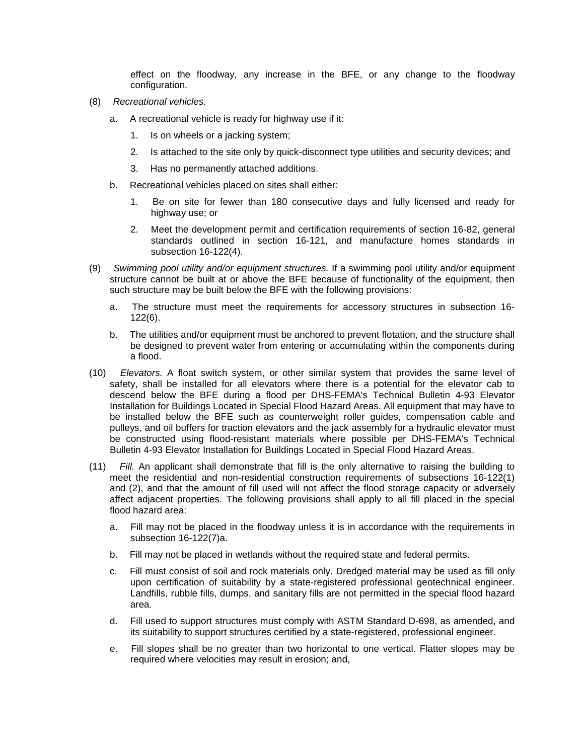effect on the floodway, any increase in the BFE, or any change to the floodway configuration.

(8) *Recreational vehicles.*

a. A recreational vehicle is ready for highway use if it:

1. Is on wheels or a jacking system;

2. Is attached to the site only by quick-disconnect type utilities and security devices; and

3. Has no permanently attached additions.

b. Recreational vehicles placed on sites shall either:

1. Be on site for fewer than 180 consecutive days and fully licensed and ready for highway use; or

2. Meet the development permit and certification requirements of section 16-82, general standards outlined in section 16-121, and manufacture homes standards in subsection 16-122(4).

(9) *Swimming pool utility and/or equipment structures.* If a swimming pool utility and/or equipment structure cannot be built at or above the BFE because of functionality of the equipment, then such structure may be built below the BFE with the following provisions:

a. The structure must meet the requirements for accessory structures in subsection 16-122(6).

b. The utilities and/or equipment must be anchored to prevent flotation, and the structure shall be designed to prevent water from entering or accumulating within the components during a flood.

(10) *Elevators.* A float switch system, or other similar system that provides the same level of safety, shall be installed for all elevators where there is a potential for the elevator cab to descend below the BFE during a flood per DHS-FEMA's Technical Bulletin 4-93 Elevator Installation for Buildings Located in Special Flood Hazard Areas. All equipment that may have to be installed below the BFE such as counterweight roller guides, compensation cable and pulleys, and oil buffers for traction elevators and the jack assembly for a hydraulic elevator must be constructed using flood-resistant materials where possible per DHS-FEMA's Technical Bulletin 4-93 Elevator Installation for Buildings Located in Special Flood Hazard Areas.

(11) *Fill.* An applicant shall demonstrate that fill is the only alternative to raising the building to meet the residential and non-residential construction requirements of subsections 16-122(1) and (2), and that the amount of fill used will not affect the flood storage capacity or adversely affect adjacent properties. The following provisions shall apply to all fill placed in the special flood hazard area:

a. Fill may not be placed in the floodway unless it is in accordance with the requirements in subsection 16-122(7)a.

b. Fill may not be placed in wetlands without the required state and federal permits.

c. Fill must consist of soil and rock materials only. Dredged material may be used as fill only upon certification of suitability by a state-registered professional geotechnical engineer. Landfills, rubble fills, dumps, and sanitary fills are not permitted in the special flood hazard area.

d. Fill used to support structures must comply with ASTM Standard D-698, as amended, and its suitability to support structures certified by a state-registered, professional engineer.

e. Fill slopes shall be no greater than two horizontal to one vertical. Flatter slopes may be required where velocities may result in erosion; and,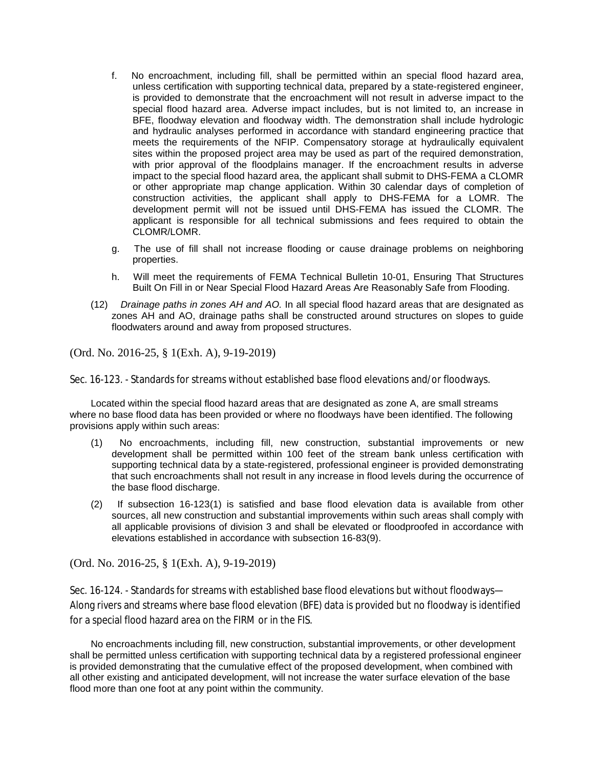f. No encroachment, including fill, shall be permitted within an special flood hazard area, unless certification with supporting technical data, prepared by a state-registered engineer, is provided to demonstrate that the encroachment will not result in adverse impact to the special flood hazard area. Adverse impact includes, but is not limited to, an increase in BFE, floodway elevation and floodway width. The demonstration shall include hydrologic and hydraulic analyses performed in accordance with standard engineering practice that meets the requirements of the NFIP. Compensatory storage at hydraulically equivalent sites within the proposed project area may be used as part of the required demonstration, with prior approval of the floodplains manager. If the encroachment results in adverse impact to the special flood hazard area, the applicant shall submit to DHS-FEMA a CLOMR or other appropriate map change application. Within 30 calendar days of completion of construction activities, the applicant shall apply to DHS-FEMA for a LOMR. The development permit will not be issued until DHS-FEMA has issued the CLOMR. The applicant is responsible for all technical submissions and fees required to obtain the CLOMR/LOMR.

g. The use of fill shall not increase flooding or cause drainage problems on neighboring properties.

h. Will meet the requirements of FEMA Technical Bulletin 10-01, Ensuring That Structures Built On Fill in or Near Special Flood Hazard Areas Are Reasonably Safe from Flooding.

(12) *Drainage paths in zones AH and AO.* In all special flood hazard areas that are designated as zones AH and AO, drainage paths shall be constructed around structures on slopes to guide floodwaters around and away from proposed structures.

(Ord. No. 2016-25, § 1(Exh. A), 9-19-2019)

### Sec. 16-123. - Standards for streams without established base flood elevations and/or floodways.

Located within the special flood hazard areas that are designated as zone A, are small streams where no base flood data has been provided or where no floodways have been identified. The following provisions apply within such areas:

(1) No encroachments, including fill, new construction, substantial improvements or new development shall be permitted within 100 feet of the stream bank unless certification with supporting technical data by a state-registered, professional engineer is provided demonstrating that such encroachments shall not result in any increase in flood levels during the occurrence of the base flood discharge.

(2) If subsection 16-123(1) is satisfied and base flood elevation data is available from other sources, all new construction and substantial improvements within such areas shall comply with all applicable provisions of division 3 and shall be elevated or floodproofed in accordance with elevations established in accordance with subsection 16-83(9).

(Ord. No. 2016-25, § 1(Exh. A), 9-19-2019)

### Sec. 16-124. - Standards for streams with established base flood elevations but without floodways—Along rivers and streams where base flood elevation (BFE) data is provided but no floodway is identified for a special flood hazard area on the FIRM or in the FIS.

No encroachments including fill, new construction, substantial improvements, or other development shall be permitted unless certification with supporting technical data by a registered professional engineer is provided demonstrating that the cumulative effect of the proposed development, when combined with all other existing and anticipated development, will not increase the water surface elevation of the base flood more than one foot at any point within the community.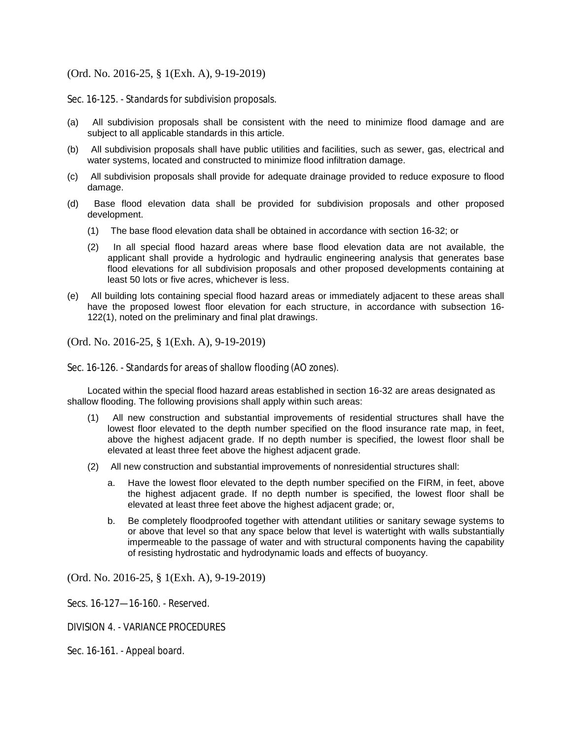(Ord. No. 2016-25, § 1(Exh. A), 9-19-2019)

### Sec. 16-125. - Standards for subdivision proposals.

(a) All subdivision proposals shall be consistent with the need to minimize flood damage and are subject to all applicable standards in this article.

(b) All subdivision proposals shall have public utilities and facilities, such as sewer, gas, electrical and water systems, located and constructed to minimize flood infiltration damage.

(c) All subdivision proposals shall provide for adequate drainage provided to reduce exposure to flood damage.

(d) Base flood elevation data shall be provided for subdivision proposals and other proposed development.

   (1) The base flood elevation data shall be obtained in accordance with section 16-32; or

   (2) In all special flood hazard areas where base flood elevation data are not available, the applicant shall provide a hydrologic and hydraulic engineering analysis that generates base flood elevations for all subdivision proposals and other proposed developments containing at least 50 lots or five acres, whichever is less.

(e) All building lots containing special flood hazard areas or immediately adjacent to these areas shall have the proposed lowest floor elevation for each structure, in accordance with subsection 16-122(1), noted on the preliminary and final plat drawings.

(Ord. No. 2016-25, § 1(Exh. A), 9-19-2019)

### Sec. 16-126. - Standards for areas of shallow flooding (AO zones).

Located within the special flood hazard areas established in section 16-32 are areas designated as shallow flooding. The following provisions shall apply within such areas:

(1) All new construction and substantial improvements of residential structures shall have the lowest floor elevated to the depth number specified on the flood insurance rate map, in feet, above the highest adjacent grade. If no depth number is specified, the lowest floor shall be elevated at least three feet above the highest adjacent grade.

(2) All new construction and substantial improvements of nonresidential structures shall:

   a. Have the lowest floor elevated to the depth number specified on the FIRM, in feet, above the highest adjacent grade. If no depth number is specified, the lowest floor shall be elevated at least three feet above the highest adjacent grade; or,

   b. Be completely floodproofed together with attendant utilities or sanitary sewage systems to or above that level so that any space below that level is watertight with walls substantially impermeable to the passage of water and with structural components having the capability of resisting hydrostatic and hydrodynamic loads and effects of buoyancy.

(Ord. No. 2016-25, § 1(Exh. A), 9-19-2019)

### Secs. 16-127—16-160. - Reserved.

## DIVISION 4. - VARIANCE PROCEDURES

### Sec. 16-161. - Appeal board.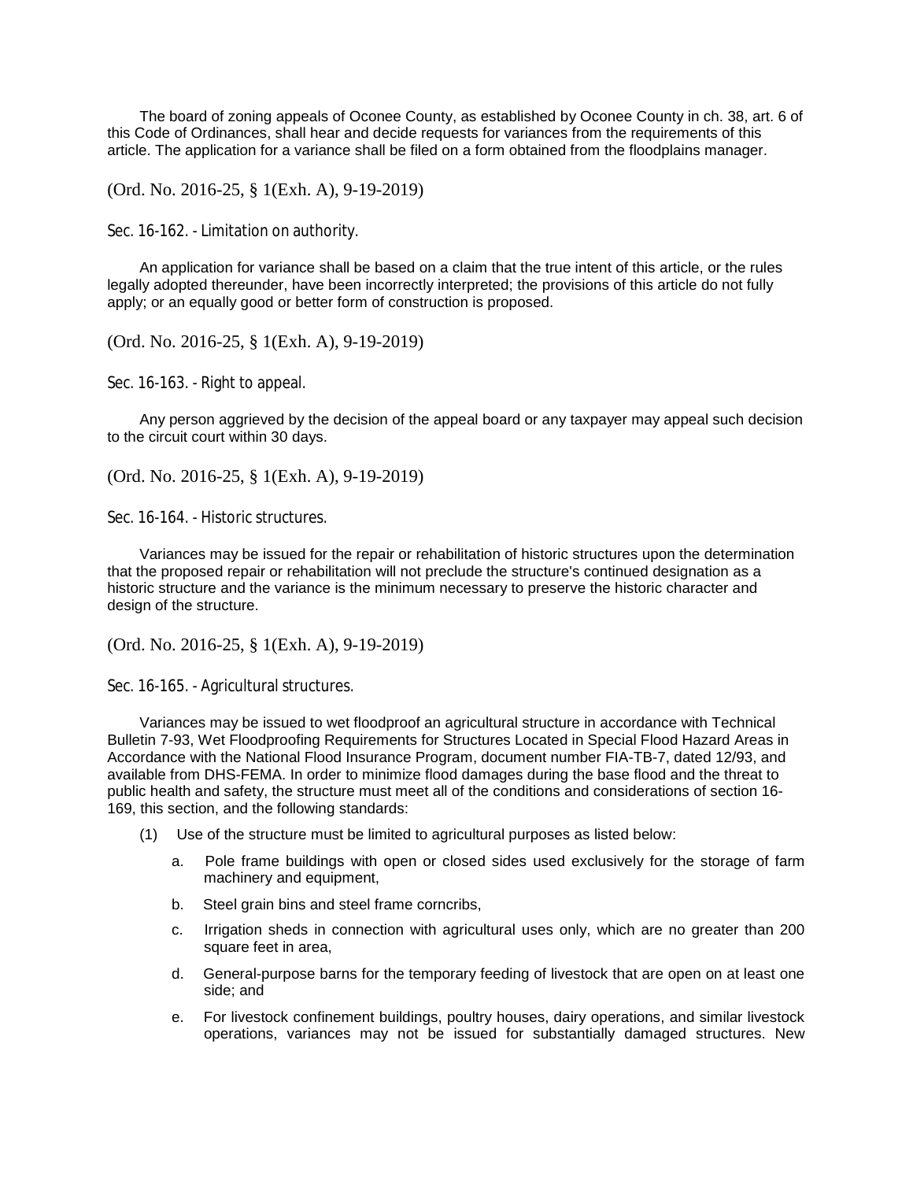The board of zoning appeals of Oconee County, as established by Oconee County in ch. 38, art. 6 of this Code of Ordinances, shall hear and decide requests for variances from the requirements of this article. The application for a variance shall be filed on a form obtained from the floodplains manager.

(Ord. No. 2016-25, § 1(Exh. A), 9-19-2019)

### Sec. 16-162. - Limitation on authority.

An application for variance shall be based on a claim that the true intent of this article, or the rules legally adopted thereunder, have been incorrectly interpreted; the provisions of this article do not fully apply; or an equally good or better form of construction is proposed.

(Ord. No. 2016-25, § 1(Exh. A), 9-19-2019)

### Sec. 16-163. - Right to appeal.

Any person aggrieved by the decision of the appeal board or any taxpayer may appeal such decision to the circuit court within 30 days.

(Ord. No. 2016-25, § 1(Exh. A), 9-19-2019)

### Sec. 16-164. - Historic structures.

Variances may be issued for the repair or rehabilitation of historic structures upon the determination that the proposed repair or rehabilitation will not preclude the structure's continued designation as a historic structure and the variance is the minimum necessary to preserve the historic character and design of the structure.

(Ord. No. 2016-25, § 1(Exh. A), 9-19-2019)

### Sec. 16-165. - Agricultural structures.

Variances may be issued to wet floodproof an agricultural structure in accordance with Technical Bulletin 7-93, Wet Floodproofing Requirements for Structures Located in Special Flood Hazard Areas in Accordance with the National Flood Insurance Program, document number FIA-TB-7, dated 12/93, and available from DHS-FEMA. In order to minimize flood damages during the base flood and the threat to public health and safety, the structure must meet all of the conditions and considerations of section 16-169, this section, and the following standards:

(1) Use of the structure must be limited to agricultural purposes as listed below:

  a. Pole frame buildings with open or closed sides used exclusively for the storage of farm machinery and equipment,

  b. Steel grain bins and steel frame corncribs,

  c. Irrigation sheds in connection with agricultural uses only, which are no greater than 200 square feet in area,

  d. General-purpose barns for the temporary feeding of livestock that are open on at least one side; and

  e. For livestock confinement buildings, poultry houses, dairy operations, and similar livestock operations, variances may not be issued for substantially damaged structures. New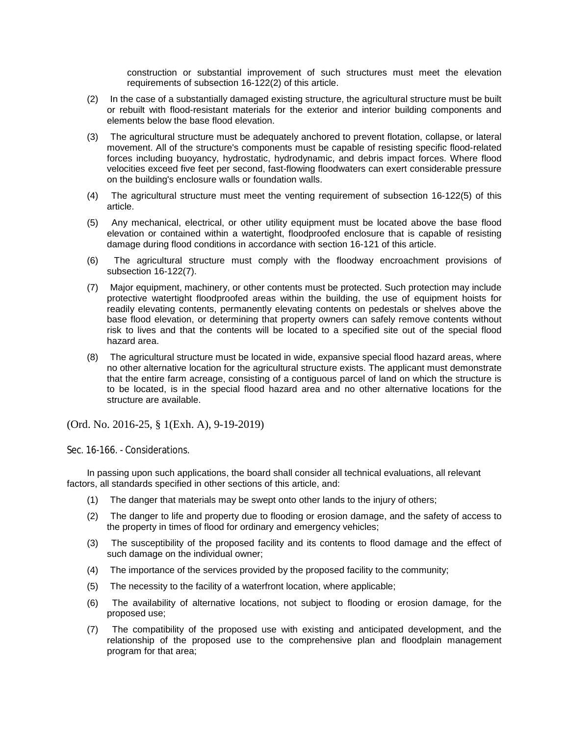construction or substantial improvement of such structures must meet the elevation requirements of subsection 16-122(2) of this article.

(2) In the case of a substantially damaged existing structure, the agricultural structure must be built or rebuilt with flood-resistant materials for the exterior and interior building components and elements below the base flood elevation.

(3) The agricultural structure must be adequately anchored to prevent flotation, collapse, or lateral movement. All of the structure's components must be capable of resisting specific flood-related forces including buoyancy, hydrostatic, hydrodynamic, and debris impact forces. Where flood velocities exceed five feet per second, fast-flowing floodwaters can exert considerable pressure on the building's enclosure walls or foundation walls.

(4) The agricultural structure must meet the venting requirement of subsection 16-122(5) of this article.

(5) Any mechanical, electrical, or other utility equipment must be located above the base flood elevation or contained within a watertight, floodproofed enclosure that is capable of resisting damage during flood conditions in accordance with section 16-121 of this article.

(6) The agricultural structure must comply with the floodway encroachment provisions of subsection 16-122(7).

(7) Major equipment, machinery, or other contents must be protected. Such protection may include protective watertight floodproofed areas within the building, the use of equipment hoists for readily elevating contents, permanently elevating contents on pedestals or shelves above the base flood elevation, or determining that property owners can safely remove contents without risk to lives and that the contents will be located to a specified site out of the special flood hazard area.

(8) The agricultural structure must be located in wide, expansive special flood hazard areas, where no other alternative location for the agricultural structure exists. The applicant must demonstrate that the entire farm acreage, consisting of a contiguous parcel of land on which the structure is to be located, is in the special flood hazard area and no other alternative locations for the structure are available.

(Ord. No. 2016-25, § 1(Exh. A), 9-19-2019)

### Sec. 16-166. - Considerations.

In passing upon such applications, the board shall consider all technical evaluations, all relevant factors, all standards specified in other sections of this article, and:

(1) The danger that materials may be swept onto other lands to the injury of others;

(2) The danger to life and property due to flooding or erosion damage, and the safety of access to the property in times of flood for ordinary and emergency vehicles;

(3) The susceptibility of the proposed facility and its contents to flood damage and the effect of such damage on the individual owner;

(4) The importance of the services provided by the proposed facility to the community;

(5) The necessity to the facility of a waterfront location, where applicable;

(6) The availability of alternative locations, not subject to flooding or erosion damage, for the proposed use;

(7) The compatibility of the proposed use with existing and anticipated development, and the relationship of the proposed use to the comprehensive plan and floodplain management program for that area;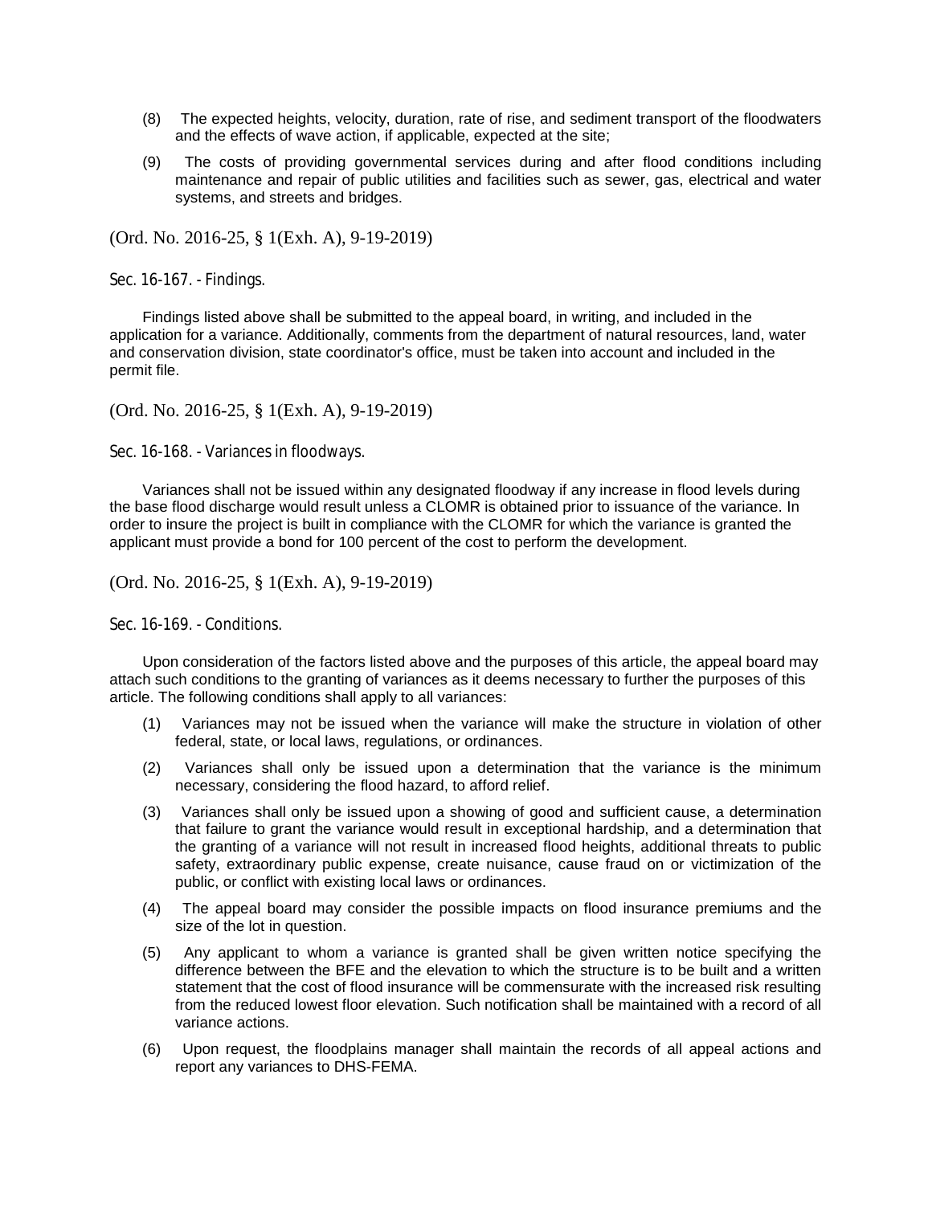(8) The expected heights, velocity, duration, rate of rise, and sediment transport of the floodwaters and the effects of wave action, if applicable, expected at the site;

(9) The costs of providing governmental services during and after flood conditions including maintenance and repair of public utilities and facilities such as sewer, gas, electrical and water systems, and streets and bridges.

(Ord. No. 2016-25, § 1(Exh. A), 9-19-2019)

### Sec. 16-167. - Findings.

Findings listed above shall be submitted to the appeal board, in writing, and included in the application for a variance. Additionally, comments from the department of natural resources, land, water and conservation division, state coordinator's office, must be taken into account and included in the permit file.

(Ord. No. 2016-25, § 1(Exh. A), 9-19-2019)

### Sec. 16-168. - Variances in floodways.

Variances shall not be issued within any designated floodway if any increase in flood levels during the base flood discharge would result unless a CLOMR is obtained prior to issuance of the variance. In order to insure the project is built in compliance with the CLOMR for which the variance is granted the applicant must provide a bond for 100 percent of the cost to perform the development.

(Ord. No. 2016-25, § 1(Exh. A), 9-19-2019)

### Sec. 16-169. - Conditions.

Upon consideration of the factors listed above and the purposes of this article, the appeal board may attach such conditions to the granting of variances as it deems necessary to further the purposes of this article. The following conditions shall apply to all variances:

(1) Variances may not be issued when the variance will make the structure in violation of other federal, state, or local laws, regulations, or ordinances.

(2) Variances shall only be issued upon a determination that the variance is the minimum necessary, considering the flood hazard, to afford relief.

(3) Variances shall only be issued upon a showing of good and sufficient cause, a determination that failure to grant the variance would result in exceptional hardship, and a determination that the granting of a variance will not result in increased flood heights, additional threats to public safety, extraordinary public expense, create nuisance, cause fraud on or victimization of the public, or conflict with existing local laws or ordinances.

(4) The appeal board may consider the possible impacts on flood insurance premiums and the size of the lot in question.

(5) Any applicant to whom a variance is granted shall be given written notice specifying the difference between the BFE and the elevation to which the structure is to be built and a written statement that the cost of flood insurance will be commensurate with the increased risk resulting from the reduced lowest floor elevation. Such notification shall be maintained with a record of all variance actions.

(6) Upon request, the floodplains manager shall maintain the records of all appeal actions and report any variances to DHS-FEMA.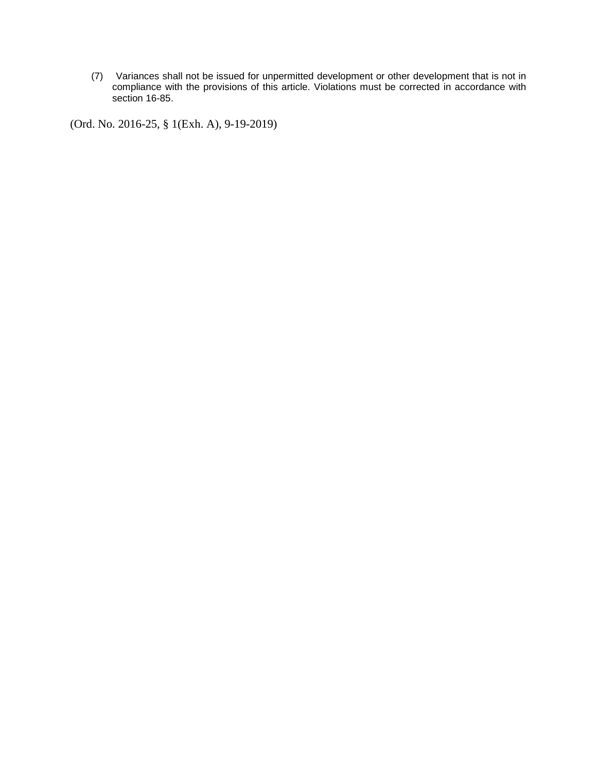(7) Variances shall not be issued for unpermitted development or other development that is not in compliance with the provisions of this article. Violations must be corrected in accordance with section 16-85.

(Ord. No. 2016-25, § 1(Exh. A), 9-19-2019)